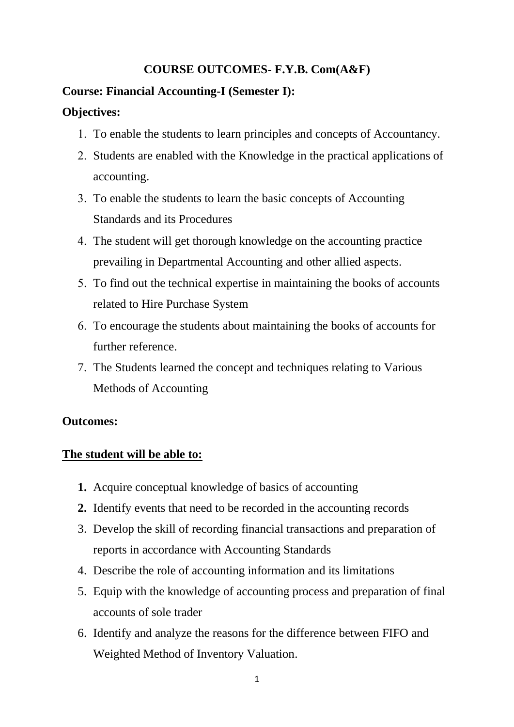# COURSE OUTCOMES- F.Y.B. Com(A&F)

**Course: Financial Accounting-I (Semester I):**

**Objectives:**

1. To enable the students to learn principles and concepts of Accountancy.
2. Students are enabled with the Knowledge in the practical applications of accounting.
3. To enable the students to learn the basic concepts of Accounting Standards and its Procedures
4. The student will get thorough knowledge on the accounting practice prevailing in Departmental Accounting and other allied aspects.
5. To find out the technical expertise in maintaining the books of accounts related to Hire Purchase System
6. To encourage the students about maintaining the books of accounts for further reference.
7. The Students learned the concept and techniques relating to Various Methods of Accounting

**Outcomes:**

**<u>The student will be able to:</u>**

1. Acquire conceptual knowledge of basics of accounting
2. Identify events that need to be recorded in the accounting records
3. Develop the skill of recording financial transactions and preparation of reports in accordance with Accounting Standards
4. Describe the role of accounting information and its limitations
5. Equip with the knowledge of accounting process and preparation of final accounts of sole trader
6. Identify and analyze the reasons for the difference between FIFO and Weighted Method of Inventory Valuation.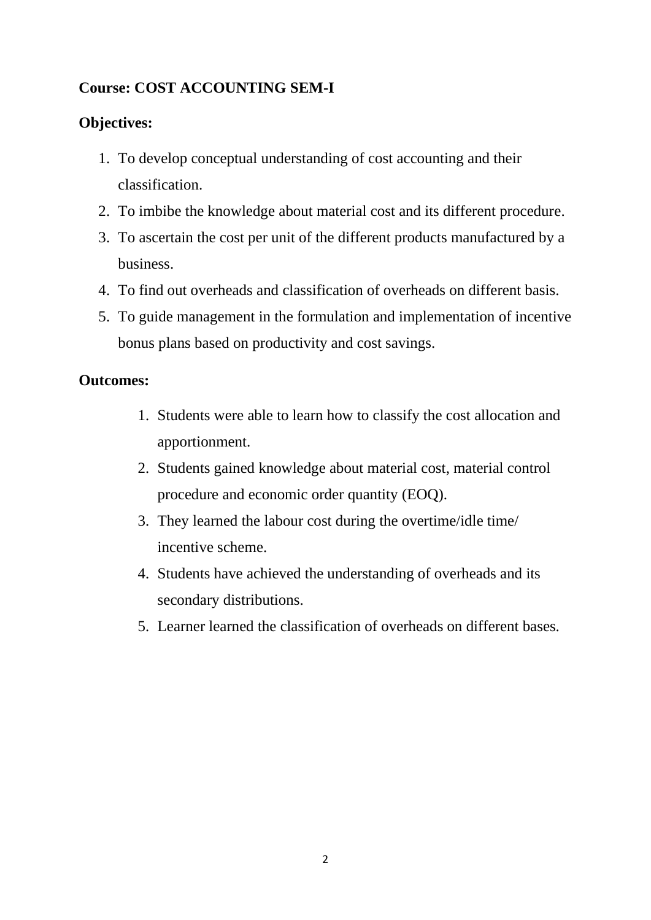**Course: COST ACCOUNTING SEM-I**

**Objectives:**

1. To develop conceptual understanding of cost accounting and their classification.
2. To imbibe the knowledge about material cost and its different procedure.
3. To ascertain the cost per unit of the different products manufactured by a business.
4. To find out overheads and classification of overheads on different basis.
5. To guide management in the formulation and implementation of incentive bonus plans based on productivity and cost savings.

**Outcomes:**

1. Students were able to learn how to classify the cost allocation and apportionment.
2. Students gained knowledge about material cost, material control procedure and economic order quantity (EOQ).
3. They learned the labour cost during the overtime/idle time/ incentive scheme.
4. Students have achieved the understanding of overheads and its secondary distributions.
5. Learner learned the classification of overheads on different bases.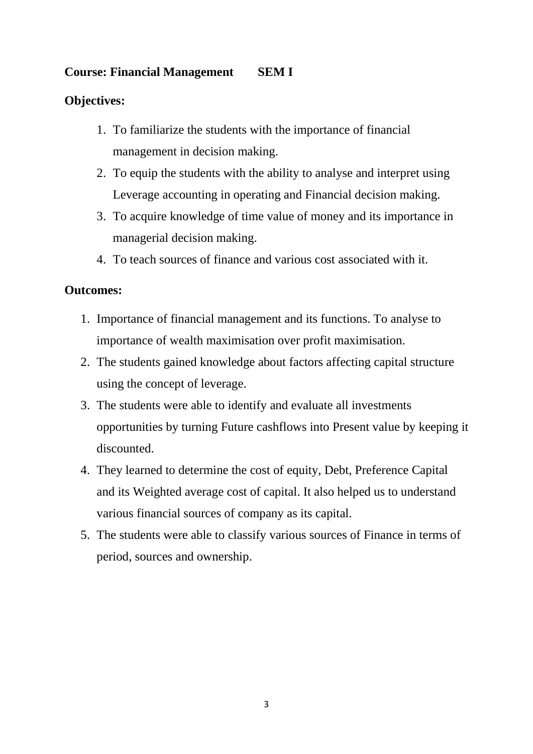**Course: Financial Management SEM I**

**Objectives:**

1. To familiarize the students with the importance of financial management in decision making.
2. To equip the students with the ability to analyse and interpret using Leverage accounting in operating and Financial decision making.
3. To acquire knowledge of time value of money and its importance in managerial decision making.
4. To teach sources of finance and various cost associated with it.

**Outcomes:**

1. Importance of financial management and its functions. To analyse to importance of wealth maximisation over profit maximisation.
2. The students gained knowledge about factors affecting capital structure using the concept of leverage.
3. The students were able to identify and evaluate all investments opportunities by turning Future cashflows into Present value by keeping it discounted.
4. They learned to determine the cost of equity, Debt, Preference Capital and its Weighted average cost of capital. It also helped us to understand various financial sources of company as its capital.
5. The students were able to classify various sources of Finance in terms of period, sources and ownership.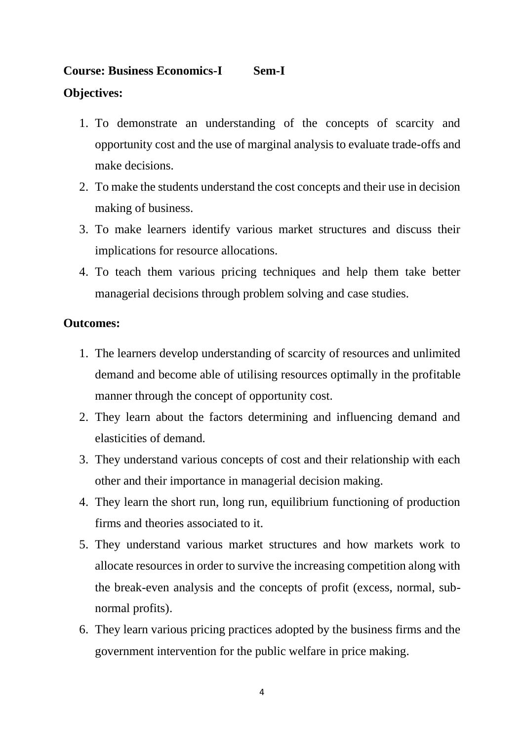**Course: Business Economics-I Sem-I**

**Objectives:**

1. To demonstrate an understanding of the concepts of scarcity and opportunity cost and the use of marginal analysis to evaluate trade-offs and make decisions.
2. To make the students understand the cost concepts and their use in decision making of business.
3. To make learners identify various market structures and discuss their implications for resource allocations.
4. To teach them various pricing techniques and help them take better managerial decisions through problem solving and case studies.

**Outcomes:**

1. The learners develop understanding of scarcity of resources and unlimited demand and become able of utilising resources optimally in the profitable manner through the concept of opportunity cost.
2. They learn about the factors determining and influencing demand and elasticities of demand.
3. They understand various concepts of cost and their relationship with each other and their importance in managerial decision making.
4. They learn the short run, long run, equilibrium functioning of production firms and theories associated to it.
5. They understand various market structures and how markets work to allocate resources in order to survive the increasing competition along with the break-even analysis and the concepts of profit (excess, normal, sub-normal profits).
6. They learn various pricing practices adopted by the business firms and the government intervention for the public welfare in price making.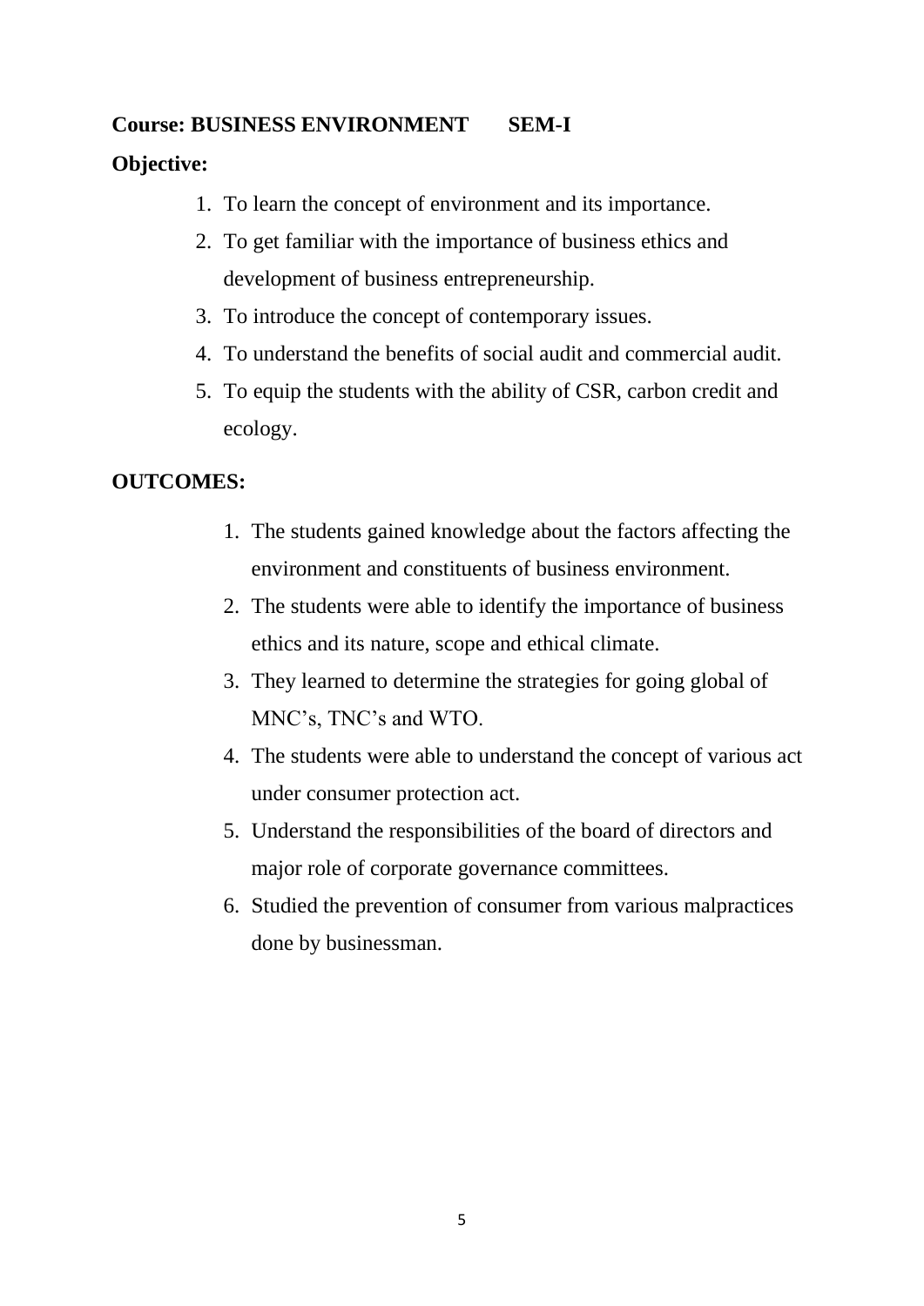**Course: BUSINESS ENVIRONMENT SEM-I**

**Objective:**

1. To learn the concept of environment and its importance.
2. To get familiar with the importance of business ethics and development of business entrepreneurship.
3. To introduce the concept of contemporary issues.
4. To understand the benefits of social audit and commercial audit.
5. To equip the students with the ability of CSR, carbon credit and ecology.

**OUTCOMES:**

1. The students gained knowledge about the factors affecting the environment and constituents of business environment.
2. The students were able to identify the importance of business ethics and its nature, scope and ethical climate.
3. They learned to determine the strategies for going global of MNC's, TNC's and WTO.
4. The students were able to understand the concept of various act under consumer protection act.
5. Understand the responsibilities of the board of directors and major role of corporate governance committees.
6. Studied the prevention of consumer from various malpractices done by businessman.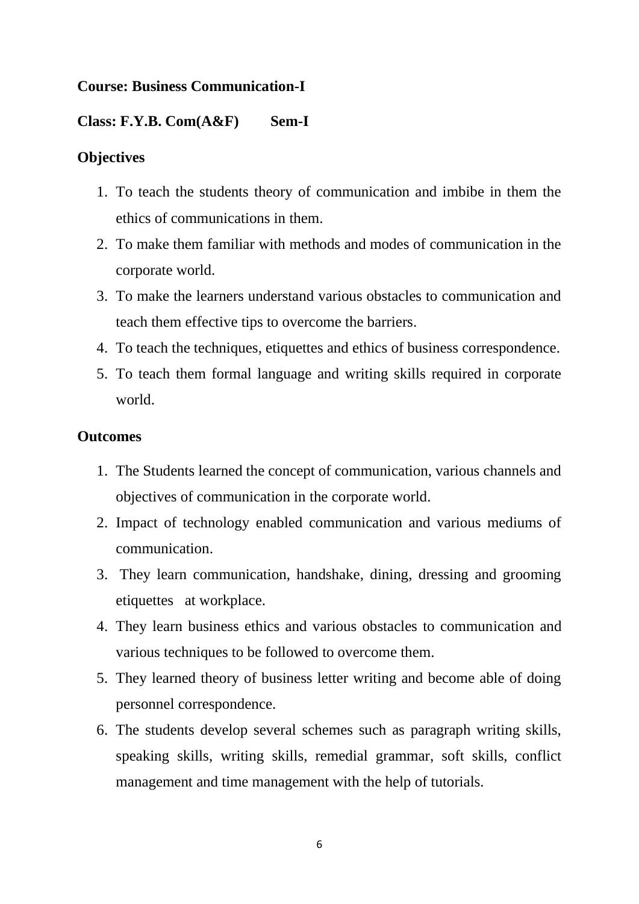**Course: Business Communication-I**

**Class: F.Y.B. Com(A&F) Sem-I**

**Objectives**

1. To teach the students theory of communication and imbibe in them the ethics of communications in them.
2. To make them familiar with methods and modes of communication in the corporate world.
3. To make the learners understand various obstacles to communication and teach them effective tips to overcome the barriers.
4. To teach the techniques, etiquettes and ethics of business correspondence.
5. To teach them formal language and writing skills required in corporate world.

**Outcomes**

1. The Students learned the concept of communication, various channels and objectives of communication in the corporate world.
2. Impact of technology enabled communication and various mediums of communication.
3. They learn communication, handshake, dining, dressing and grooming etiquettes at workplace.
4. They learn business ethics and various obstacles to communication and various techniques to be followed to overcome them.
5. They learned theory of business letter writing and become able of doing personnel correspondence.
6. The students develop several schemes such as paragraph writing skills, speaking skills, writing skills, remedial grammar, soft skills, conflict management and time management with the help of tutorials.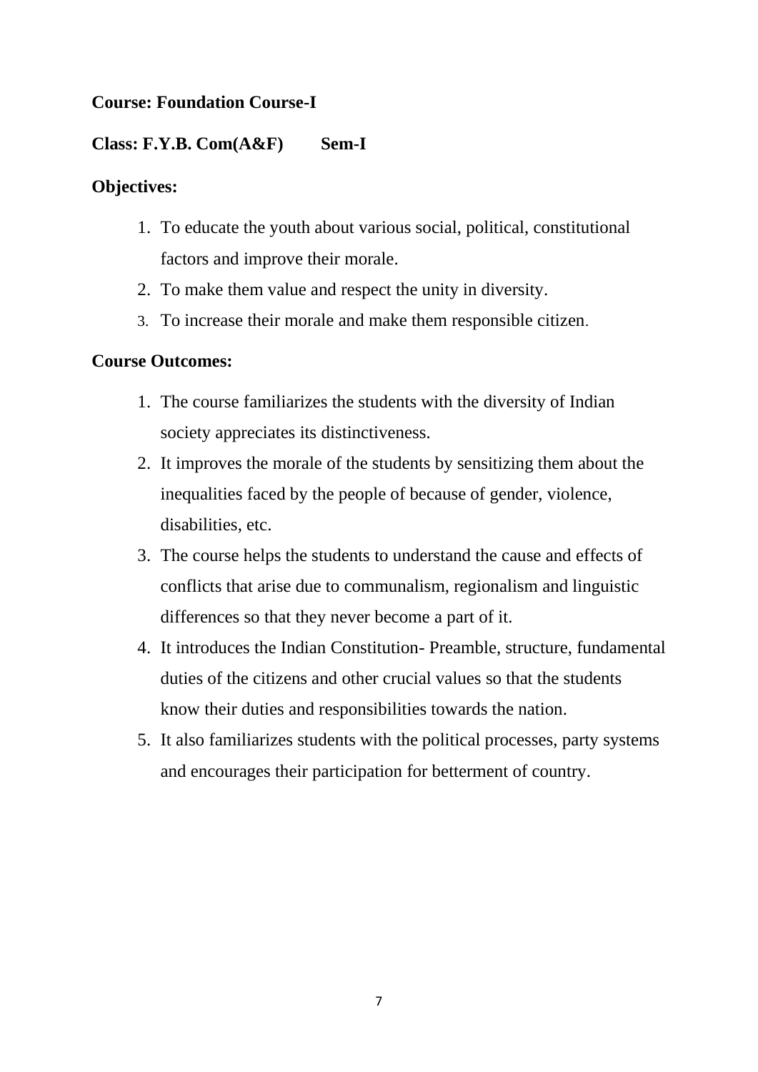**Course: Foundation Course-I**

**Class: F.Y.B. Com(A&F)    Sem-I**

**Objectives:**

1. To educate the youth about various social, political, constitutional factors and improve their morale.
2. To make them value and respect the unity in diversity.
3. To increase their morale and make them responsible citizen.

**Course Outcomes:**

1. The course familiarizes the students with the diversity of Indian society appreciates its distinctiveness.
2. It improves the morale of the students by sensitizing them about the inequalities faced by the people of because of gender, violence, disabilities, etc.
3. The course helps the students to understand the cause and effects of conflicts that arise due to communalism, regionalism and linguistic differences so that they never become a part of it.
4. It introduces the Indian Constitution- Preamble, structure, fundamental duties of the citizens and other crucial values so that the students know their duties and responsibilities towards the nation.
5. It also familiarizes students with the political processes, party systems and encourages their participation for betterment of country.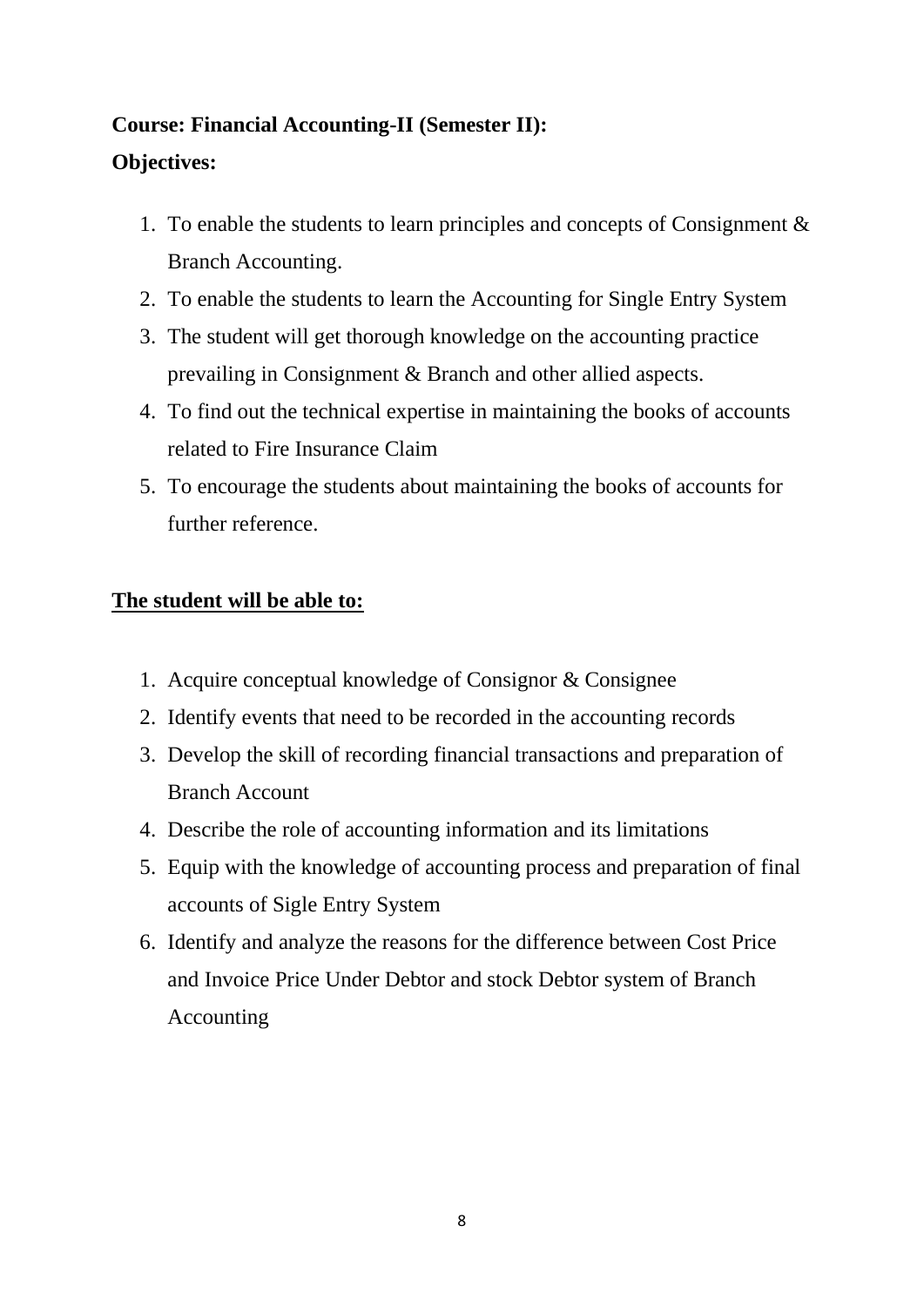**Course: Financial Accounting-II (Semester II):**

**Objectives:**

1. To enable the students to learn principles and concepts of Consignment & Branch Accounting.
2. To enable the students to learn the Accounting for Single Entry System
3. The student will get thorough knowledge on the accounting practice prevailing in Consignment & Branch and other allied aspects.
4. To find out the technical expertise in maintaining the books of accounts related to Fire Insurance Claim
5. To encourage the students about maintaining the books of accounts for further reference.

**<u>The student will be able to:</u>**

1. Acquire conceptual knowledge of Consignor & Consignee
2. Identify events that need to be recorded in the accounting records
3. Develop the skill of recording financial transactions and preparation of Branch Account
4. Describe the role of accounting information and its limitations
5. Equip with the knowledge of accounting process and preparation of final accounts of Sigle Entry System
6. Identify and analyze the reasons for the difference between Cost Price and Invoice Price Under Debtor and stock Debtor system of Branch Accounting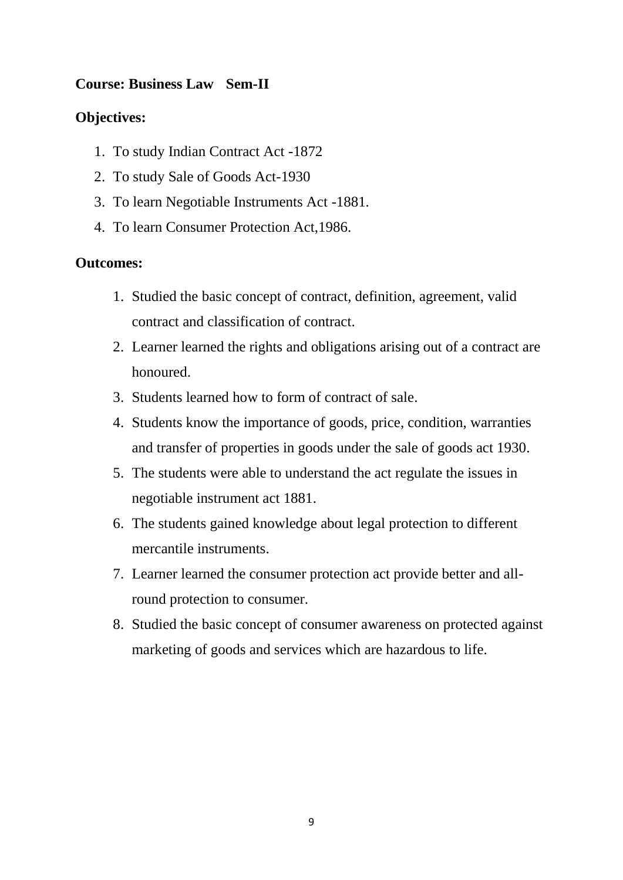**Course: Business Law   Sem-II**

**Objectives:**

1. To study Indian Contract Act -1872
2. To study Sale of Goods Act-1930
3. To learn Negotiable Instruments Act -1881.
4. To learn Consumer Protection Act,1986.

**Outcomes:**

1. Studied the basic concept of contract, definition, agreement, valid contract and classification of contract.
2. Learner learned the rights and obligations arising out of a contract are honoured.
3. Students learned how to form of contract of sale.
4. Students know the importance of goods, price, condition, warranties and transfer of properties in goods under the sale of goods act 1930.
5. The students were able to understand the act regulate the issues in negotiable instrument act 1881.
6. The students gained knowledge about legal protection to different mercantile instruments.
7. Learner learned the consumer protection act provide better and all-round protection to consumer.
8. Studied the basic concept of consumer awareness on protected against marketing of goods and services which are hazardous to life.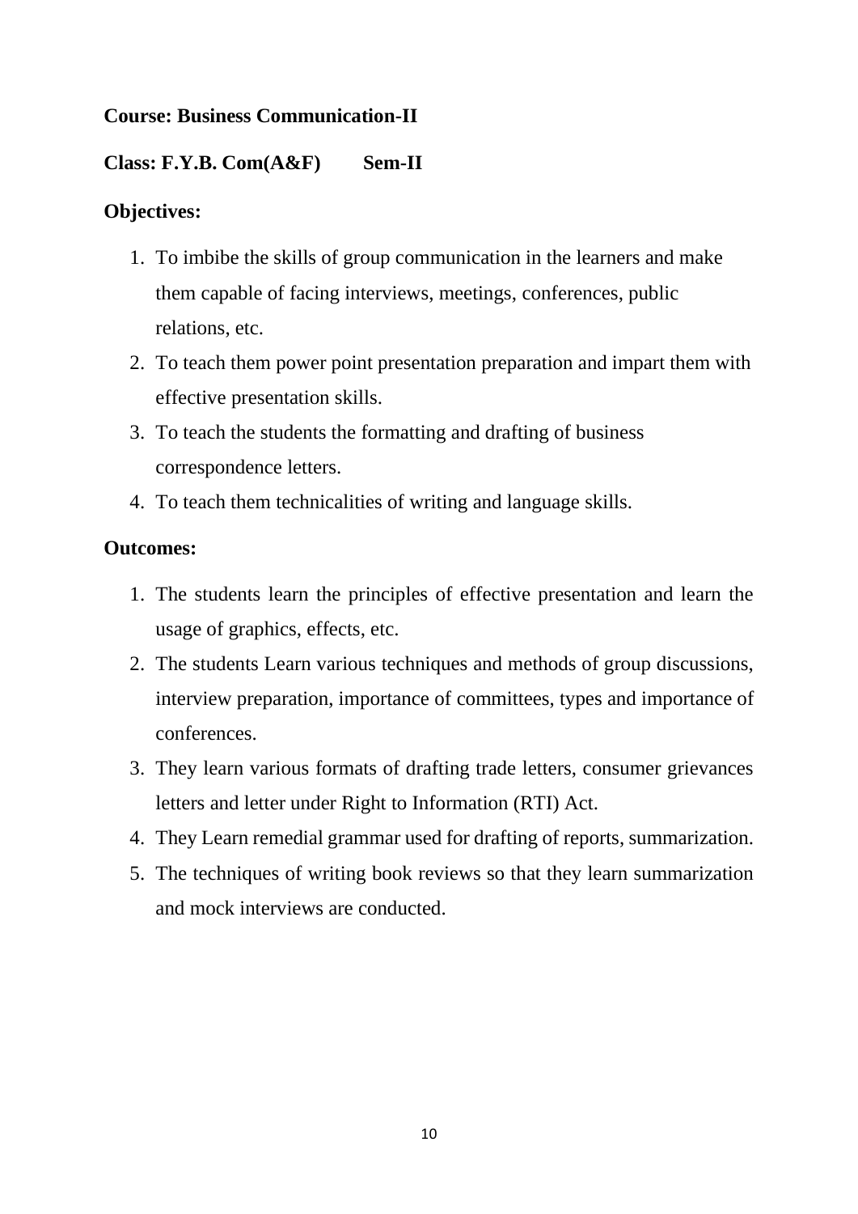**Course: Business Communication-II**

**Class: F.Y.B. Com(A&F)        Sem-II**

**Objectives:**

1. To imbibe the skills of group communication in the learners and make them capable of facing interviews, meetings, conferences, public relations, etc.
2. To teach them power point presentation preparation and impart them with effective presentation skills.
3. To teach the students the formatting and drafting of business correspondence letters.
4. To teach them technicalities of writing and language skills.

**Outcomes:**

1. The students learn the principles of effective presentation and learn the usage of graphics, effects, etc.
2. The students Learn various techniques and methods of group discussions, interview preparation, importance of committees, types and importance of conferences.
3. They learn various formats of drafting trade letters, consumer grievances letters and letter under Right to Information (RTI) Act.
4. They Learn remedial grammar used for drafting of reports, summarization.
5. The techniques of writing book reviews so that they learn summarization and mock interviews are conducted.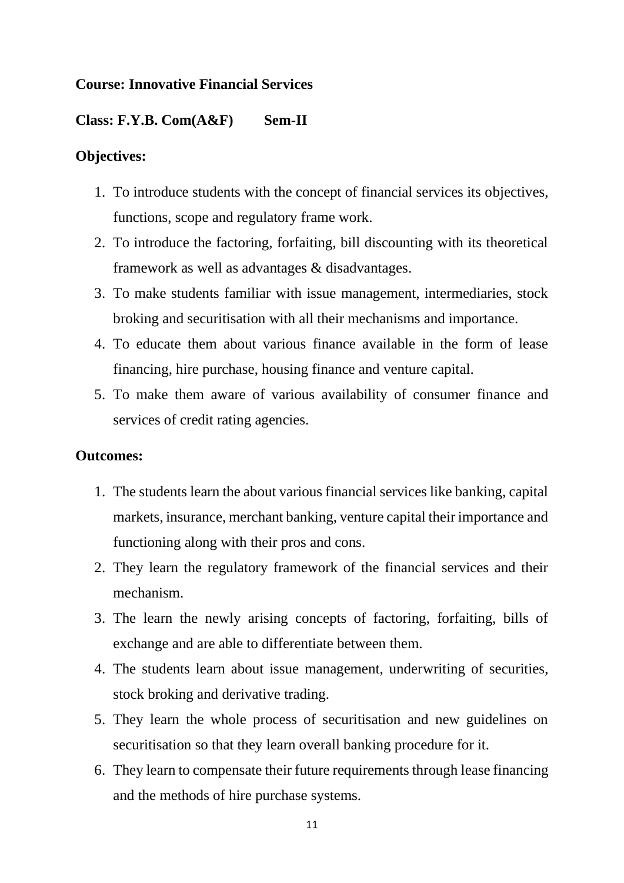**Course: Innovative Financial Services**

**Class: F.Y.B. Com(A&F)        Sem-II**

**Objectives:**

1. To introduce students with the concept of financial services its objectives, functions, scope and regulatory frame work.
2. To introduce the factoring, forfaiting, bill discounting with its theoretical framework as well as advantages & disadvantages.
3. To make students familiar with issue management, intermediaries, stock broking and securitisation with all their mechanisms and importance.
4. To educate them about various finance available in the form of lease financing, hire purchase, housing finance and venture capital.
5. To make them aware of various availability of consumer finance and services of credit rating agencies.

**Outcomes:**

1. The students learn the about various financial services like banking, capital markets, insurance, merchant banking, venture capital their importance and functioning along with their pros and cons.
2. They learn the regulatory framework of the financial services and their mechanism.
3. The learn the newly arising concepts of factoring, forfaiting, bills of exchange and are able to differentiate between them.
4. The students learn about issue management, underwriting of securities, stock broking and derivative trading.
5. They learn the whole process of securitisation and new guidelines on securitisation so that they learn overall banking procedure for it.
6. They learn to compensate their future requirements through lease financing and the methods of hire purchase systems.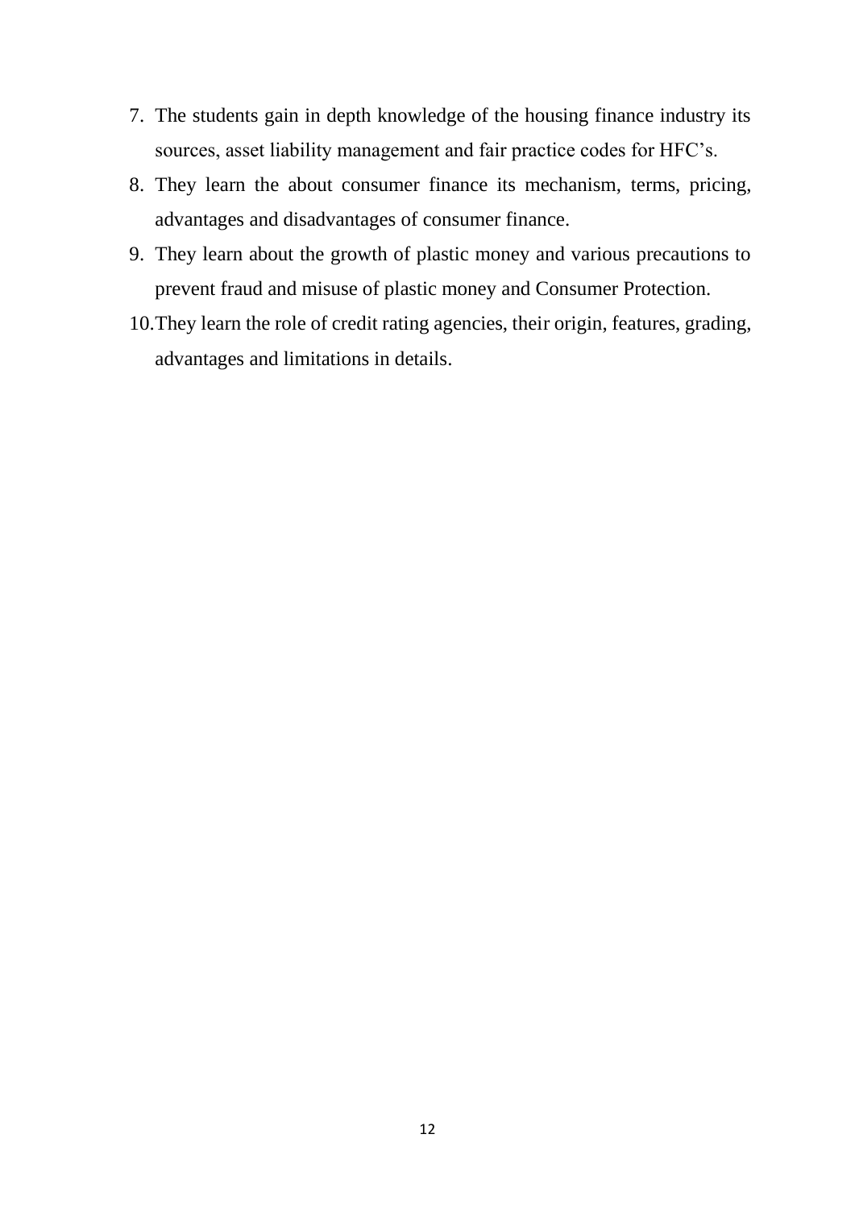7. The students gain in depth knowledge of the housing finance industry its sources, asset liability management and fair practice codes for HFC's.
8. They learn the about consumer finance its mechanism, terms, pricing, advantages and disadvantages of consumer finance.
9. They learn about the growth of plastic money and various precautions to prevent fraud and misuse of plastic money and Consumer Protection.
10. They learn the role of credit rating agencies, their origin, features, grading, advantages and limitations in details.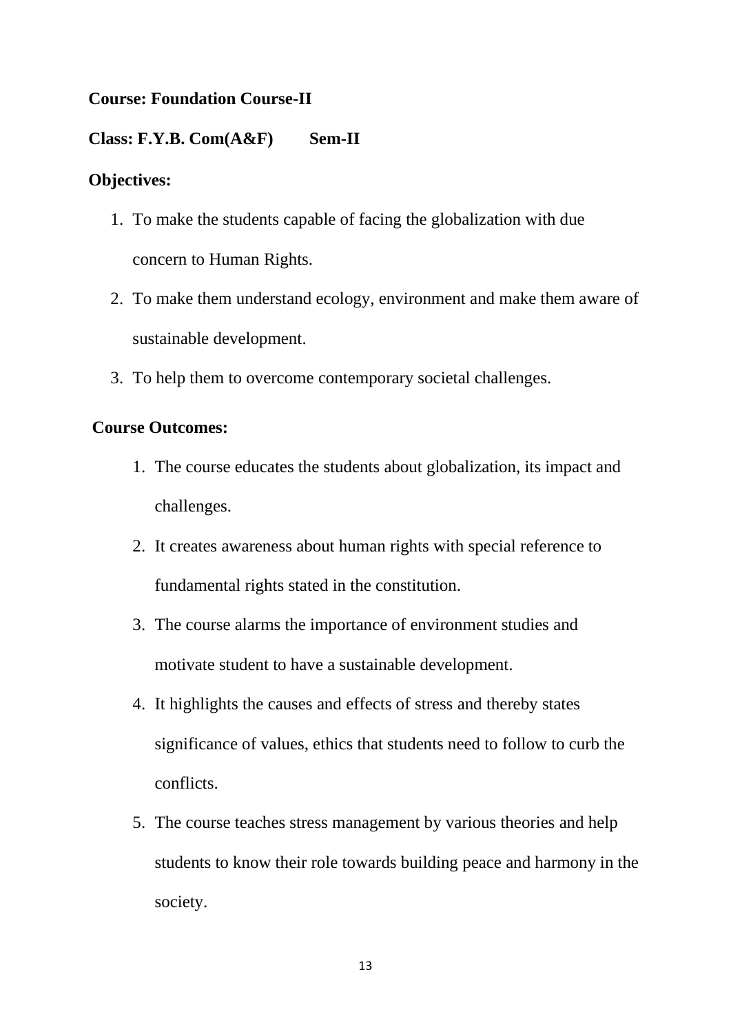**Course: Foundation Course-II**

**Class: F.Y.B. Com(A&F)    Sem-II**

**Objectives:**

1. To make the students capable of facing the globalization with due concern to Human Rights.
2. To make them understand ecology, environment and make them aware of sustainable development.
3. To help them to overcome contemporary societal challenges.

**Course Outcomes:**

1. The course educates the students about globalization, its impact and challenges.
2. It creates awareness about human rights with special reference to fundamental rights stated in the constitution.
3. The course alarms the importance of environment studies and motivate student to have a sustainable development.
4. It highlights the causes and effects of stress and thereby states significance of values, ethics that students need to follow to curb the conflicts.
5. The course teaches stress management by various theories and help students to know their role towards building peace and harmony in the society.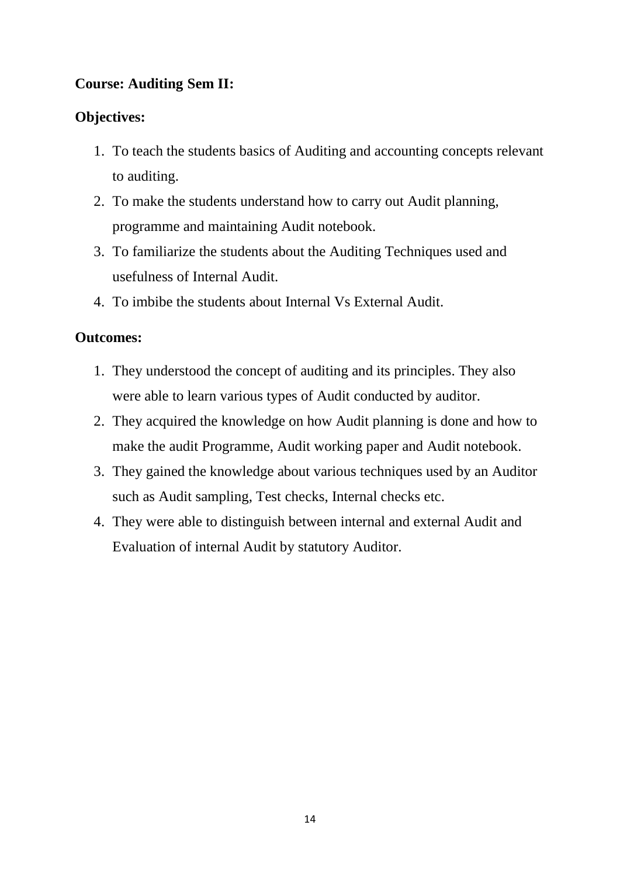**Course: Auditing Sem II:**

**Objectives:**

1. To teach the students basics of Auditing and accounting concepts relevant to auditing.
2. To make the students understand how to carry out Audit planning, programme and maintaining Audit notebook.
3. To familiarize the students about the Auditing Techniques used and usefulness of Internal Audit.
4. To imbibe the students about Internal Vs External Audit.

**Outcomes:**

1. They understood the concept of auditing and its principles. They also were able to learn various types of Audit conducted by auditor.
2. They acquired the knowledge on how Audit planning is done and how to make the audit Programme, Audit working paper and Audit notebook.
3. They gained the knowledge about various techniques used by an Auditor such as Audit sampling, Test checks, Internal checks etc.
4. They were able to distinguish between internal and external Audit and Evaluation of internal Audit by statutory Auditor.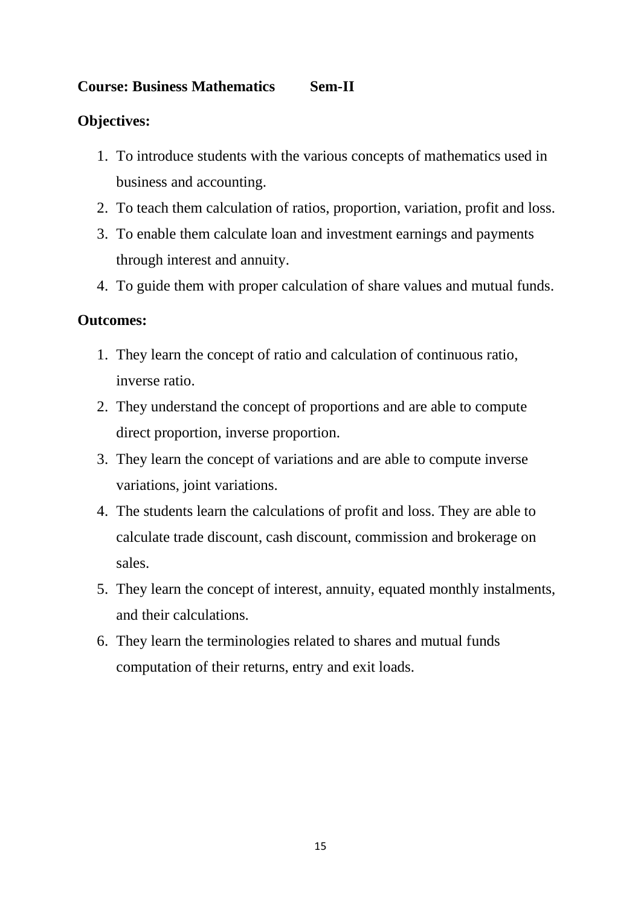**Course: Business Mathematics Sem-II**

**Objectives:**

1. To introduce students with the various concepts of mathematics used in business and accounting.
2. To teach them calculation of ratios, proportion, variation, profit and loss.
3. To enable them calculate loan and investment earnings and payments through interest and annuity.
4. To guide them with proper calculation of share values and mutual funds.

**Outcomes:**

1. They learn the concept of ratio and calculation of continuous ratio, inverse ratio.
2. They understand the concept of proportions and are able to compute direct proportion, inverse proportion.
3. They learn the concept of variations and are able to compute inverse variations, joint variations.
4. The students learn the calculations of profit and loss. They are able to calculate trade discount, cash discount, commission and brokerage on sales.
5. They learn the concept of interest, annuity, equated monthly instalments, and their calculations.
6. They learn the terminologies related to shares and mutual funds computation of their returns, entry and exit loads.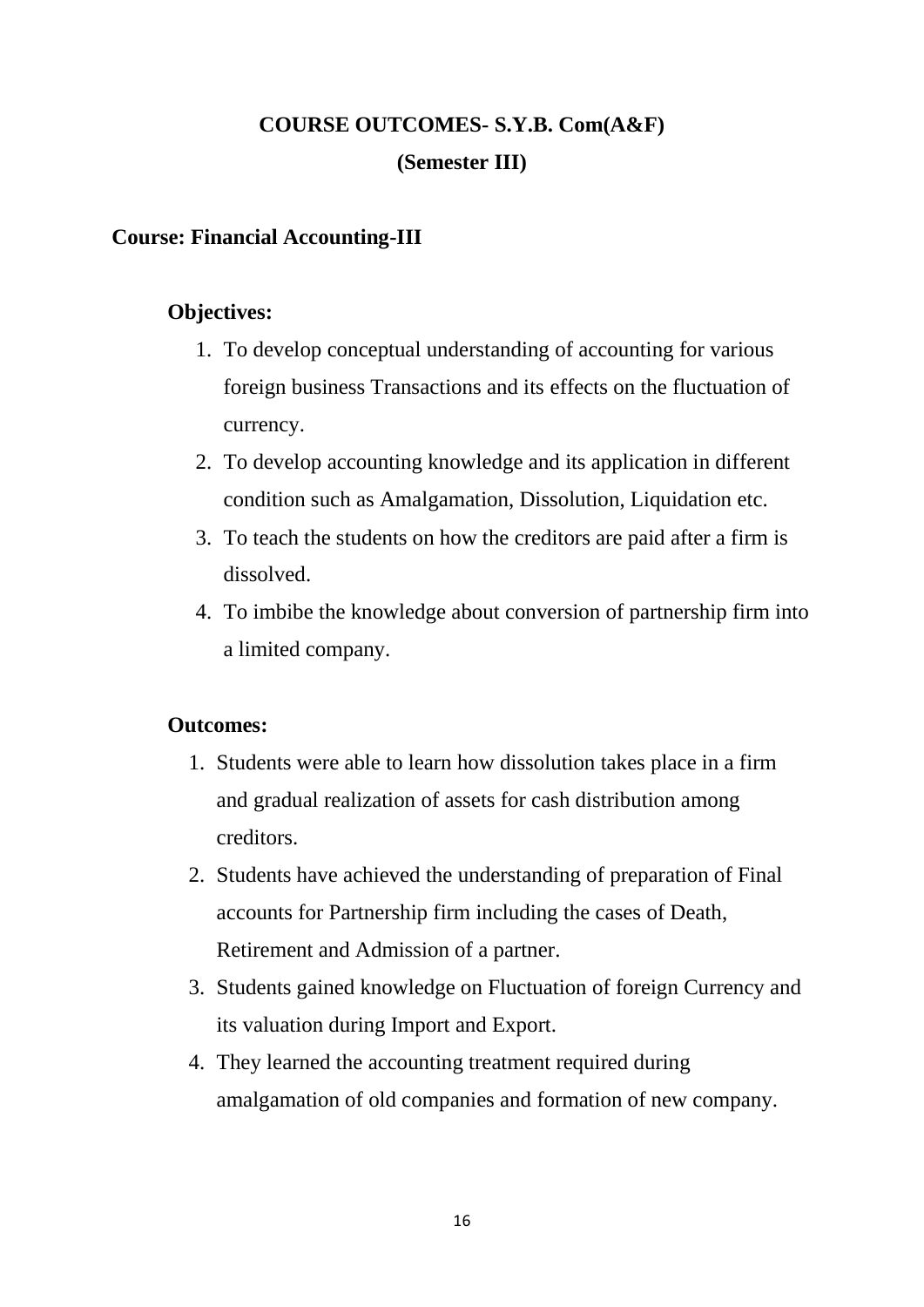# COURSE OUTCOMES- S.Y.B. Com(A&F)

## (Semester III)

### Course: Financial Accounting-III

**Objectives:**

1. To develop conceptual understanding of accounting for various foreign business Transactions and its effects on the fluctuation of currency.
2. To develop accounting knowledge and its application in different condition such as Amalgamation, Dissolution, Liquidation etc.
3. To teach the students on how the creditors are paid after a firm is dissolved.
4. To imbibe the knowledge about conversion of partnership firm into a limited company.

**Outcomes:**

1. Students were able to learn how dissolution takes place in a firm and gradual realization of assets for cash distribution among creditors.
2. Students have achieved the understanding of preparation of Final accounts for Partnership firm including the cases of Death, Retirement and Admission of a partner.
3. Students gained knowledge on Fluctuation of foreign Currency and its valuation during Import and Export.
4. They learned the accounting treatment required during amalgamation of old companies and formation of new company.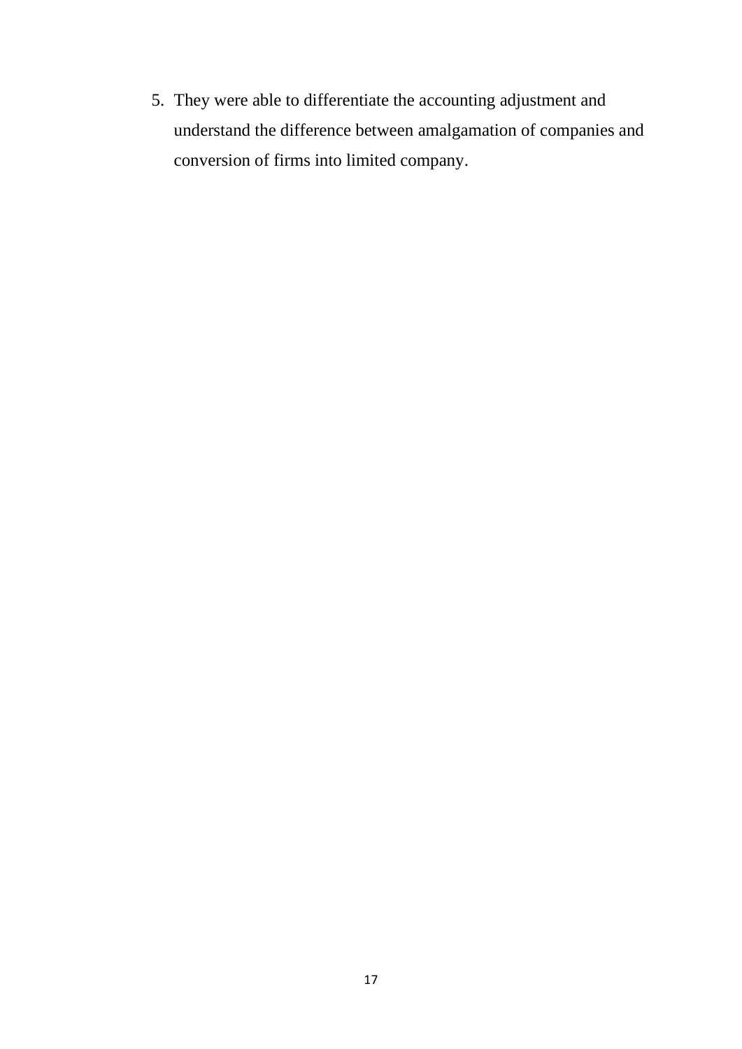5. They were able to differentiate the accounting adjustment and understand the difference between amalgamation of companies and conversion of firms into limited company.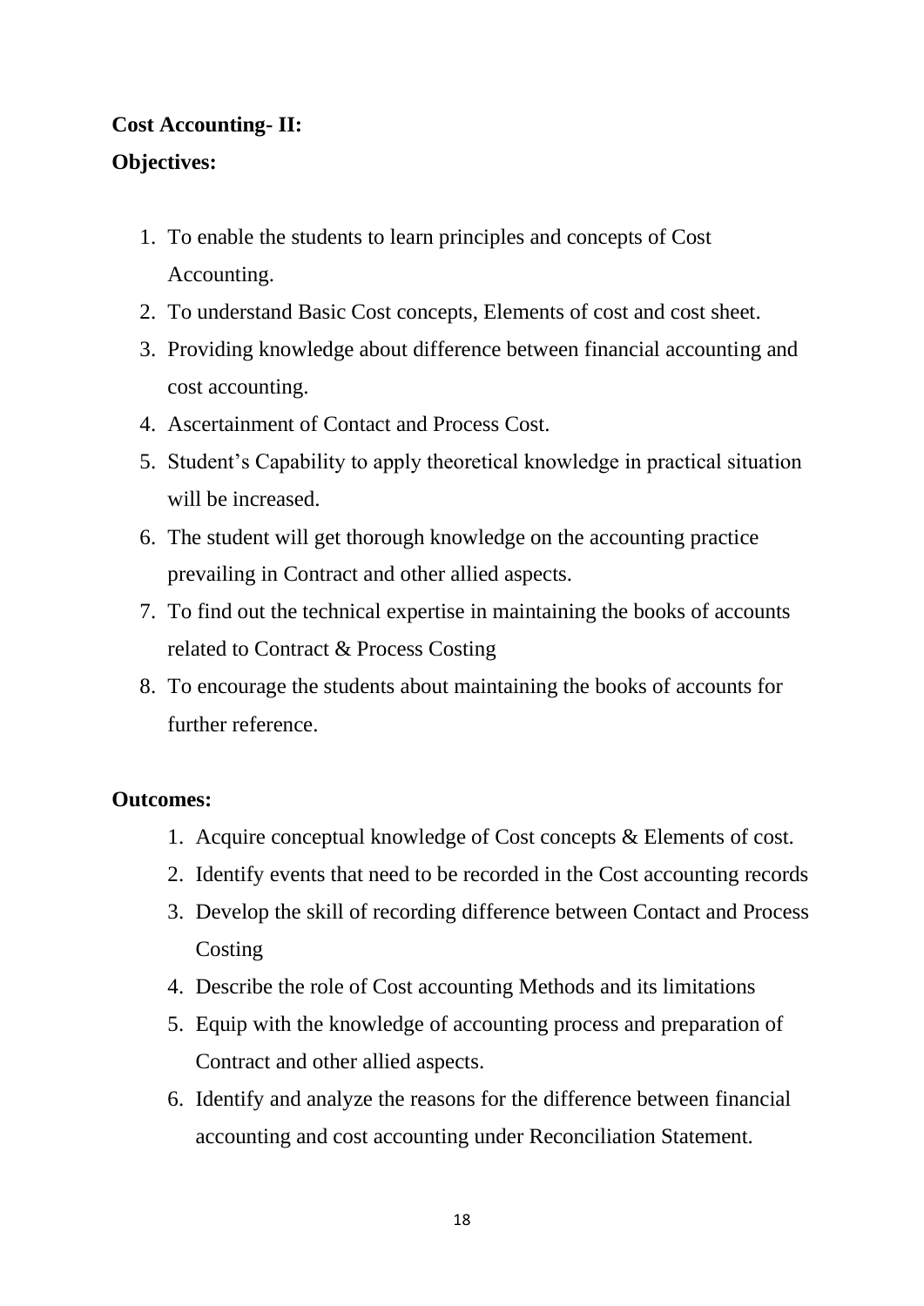**Cost Accounting- II:**

**Objectives:**

1. To enable the students to learn principles and concepts of Cost Accounting.
2. To understand Basic Cost concepts, Elements of cost and cost sheet.
3. Providing knowledge about difference between financial accounting and cost accounting.
4. Ascertainment of Contact and Process Cost.
5. Student's Capability to apply theoretical knowledge in practical situation will be increased.
6. The student will get thorough knowledge on the accounting practice prevailing in Contract and other allied aspects.
7. To find out the technical expertise in maintaining the books of accounts related to Contract & Process Costing
8. To encourage the students about maintaining the books of accounts for further reference.

**Outcomes:**

1. Acquire conceptual knowledge of Cost concepts & Elements of cost.
2. Identify events that need to be recorded in the Cost accounting records
3. Develop the skill of recording difference between Contact and Process Costing
4. Describe the role of Cost accounting Methods and its limitations
5. Equip with the knowledge of accounting process and preparation of Contract and other allied aspects.
6. Identify and analyze the reasons for the difference between financial accounting and cost accounting under Reconciliation Statement.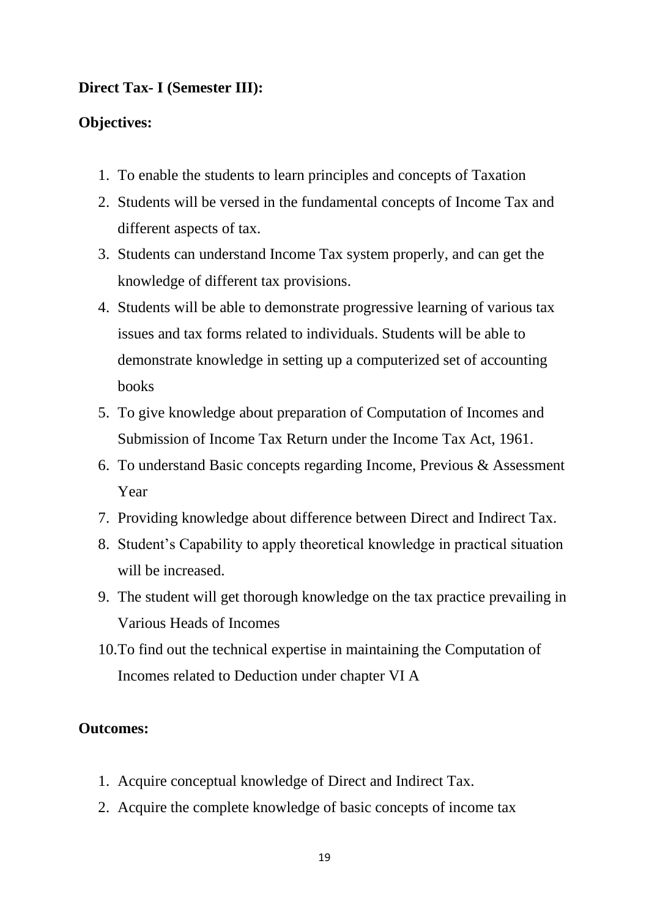**Direct Tax- I (Semester III):**

**Objectives:**

1. To enable the students to learn principles and concepts of Taxation
2. Students will be versed in the fundamental concepts of Income Tax and different aspects of tax.
3. Students can understand Income Tax system properly, and can get the knowledge of different tax provisions.
4. Students will be able to demonstrate progressive learning of various tax issues and tax forms related to individuals. Students will be able to demonstrate knowledge in setting up a computerized set of accounting books
5. To give knowledge about preparation of Computation of Incomes and Submission of Income Tax Return under the Income Tax Act, 1961.
6. To understand Basic concepts regarding Income, Previous & Assessment Year
7. Providing knowledge about difference between Direct and Indirect Tax.
8. Student's Capability to apply theoretical knowledge in practical situation will be increased.
9. The student will get thorough knowledge on the tax practice prevailing in Various Heads of Incomes
10. To find out the technical expertise in maintaining the Computation of Incomes related to Deduction under chapter VI A

**Outcomes:**

1. Acquire conceptual knowledge of Direct and Indirect Tax.
2. Acquire the complete knowledge of basic concepts of income tax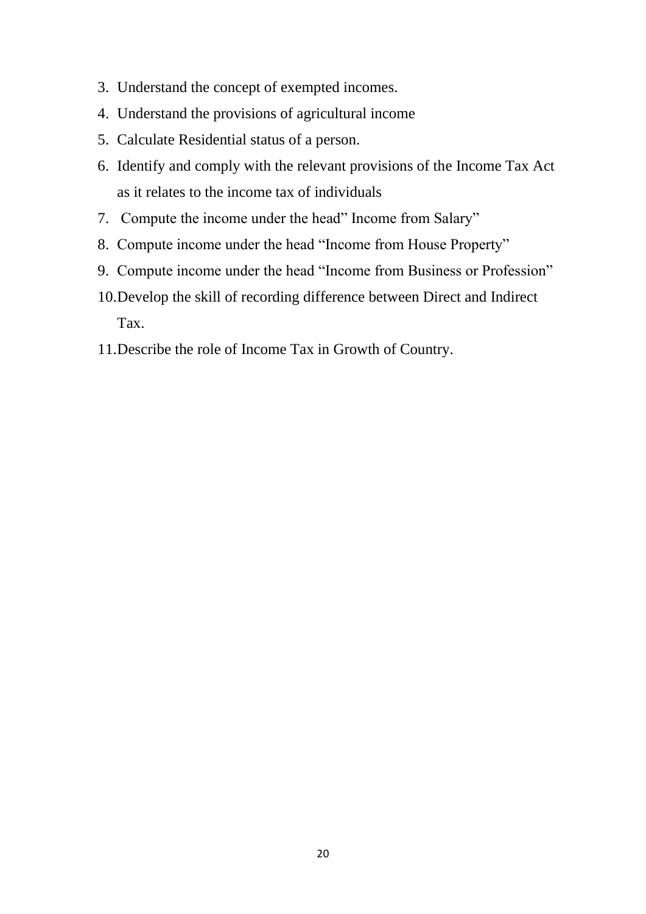3. Understand the concept of exempted incomes.
4. Understand the provisions of agricultural income
5. Calculate Residential status of a person.
6. Identify and comply with the relevant provisions of the Income Tax Act as it relates to the income tax of individuals
7. Compute the income under the head” Income from Salary”
8. Compute income under the head “Income from House Property”
9. Compute income under the head “Income from Business or Profession”
10. Develop the skill of recording difference between Direct and Indirect Tax.
11. Describe the role of Income Tax in Growth of Country.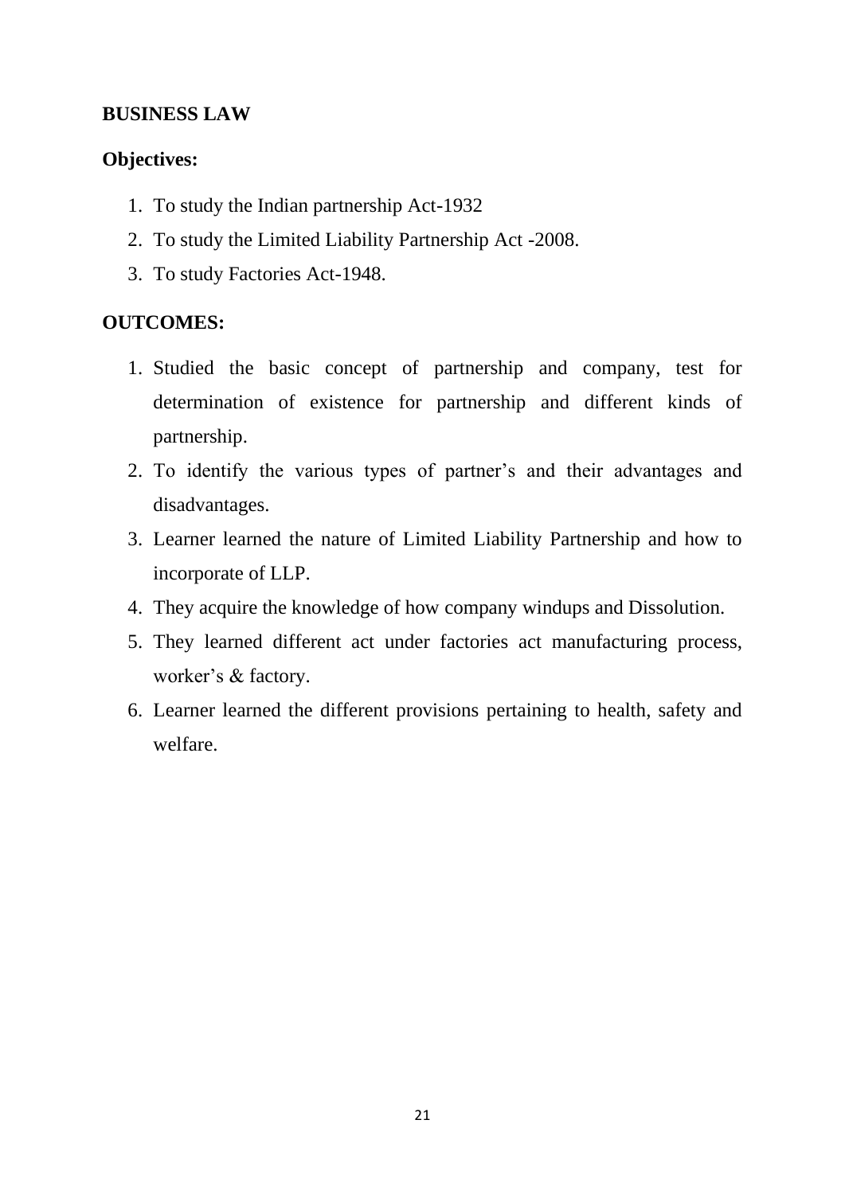**BUSINESS LAW**

**Objectives:**

1. To study the Indian partnership Act-1932
2. To study the Limited Liability Partnership Act -2008.
3. To study Factories Act-1948.

**OUTCOMES:**

1. Studied the basic concept of partnership and company, test for determination of existence for partnership and different kinds of partnership.
2. To identify the various types of partner's and their advantages and disadvantages.
3. Learner learned the nature of Limited Liability Partnership and how to incorporate of LLP.
4. They acquire the knowledge of how company windups and Dissolution.
5. They learned different act under factories act manufacturing process, worker's & factory.
6. Learner learned the different provisions pertaining to health, safety and welfare.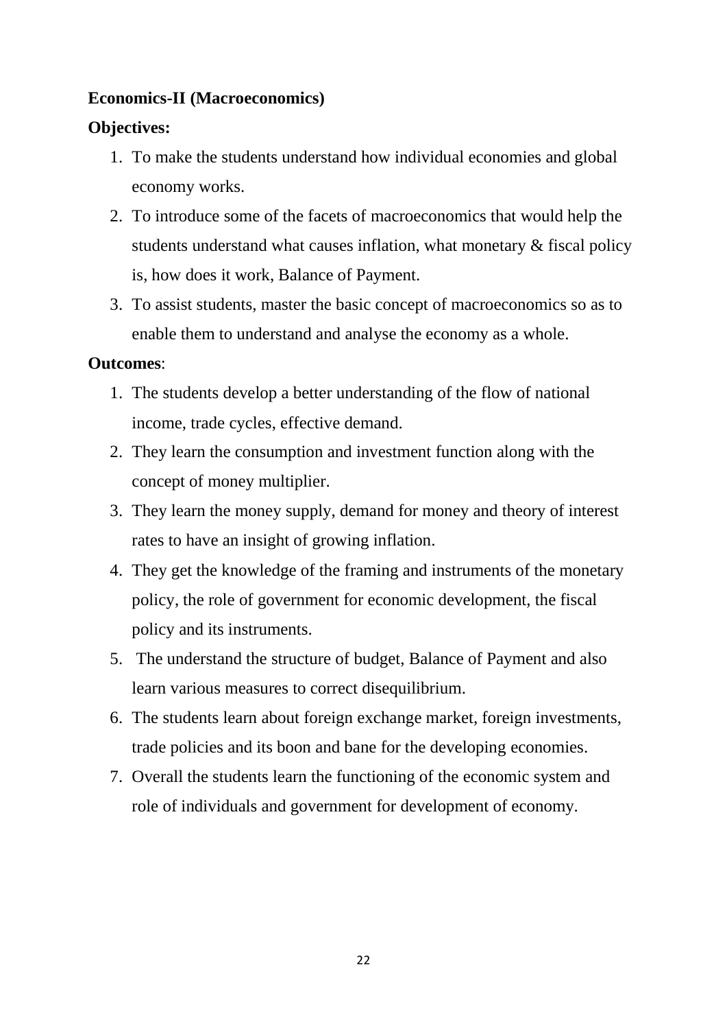**Economics-II (Macroeconomics)**

**Objectives:**

1. To make the students understand how individual economies and global economy works.
2. To introduce some of the facets of macroeconomics that would help the students understand what causes inflation, what monetary & fiscal policy is, how does it work, Balance of Payment.
3. To assist students, master the basic concept of macroeconomics so as to enable them to understand and analyse the economy as a whole.

**Outcomes**:

1. The students develop a better understanding of the flow of national income, trade cycles, effective demand.
2. They learn the consumption and investment function along with the concept of money multiplier.
3. They learn the money supply, demand for money and theory of interest rates to have an insight of growing inflation.
4. They get the knowledge of the framing and instruments of the monetary policy, the role of government for economic development, the fiscal policy and its instruments.
5. The understand the structure of budget, Balance of Payment and also learn various measures to correct disequilibrium.
6. The students learn about foreign exchange market, foreign investments, trade policies and its boon and bane for the developing economies.
7. Overall the students learn the functioning of the economic system and role of individuals and government for development of economy.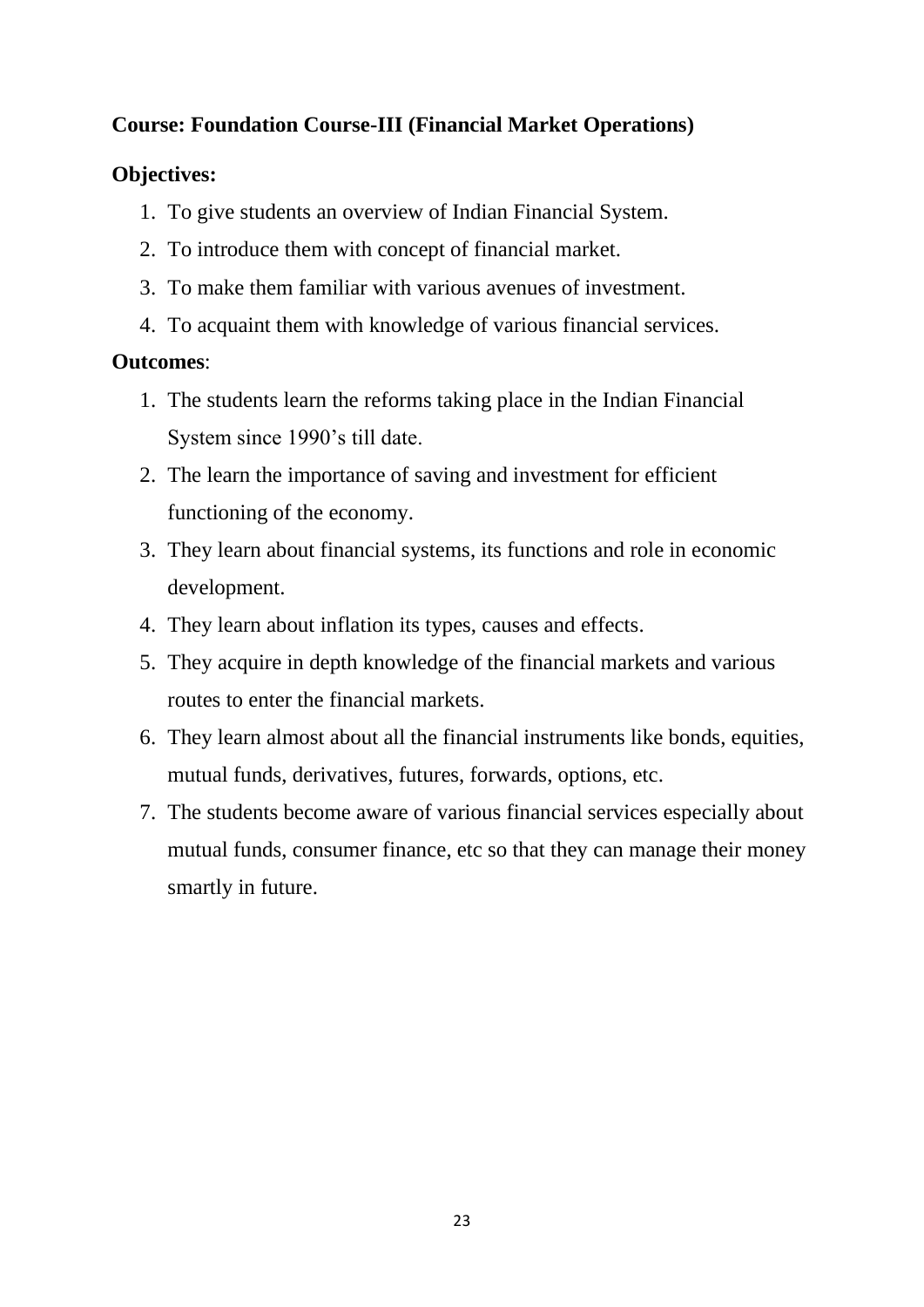**Course: Foundation Course-III (Financial Market Operations)**

**Objectives:**

1. To give students an overview of Indian Financial System.
2. To introduce them with concept of financial market.
3. To make them familiar with various avenues of investment.
4. To acquaint them with knowledge of various financial services.

**Outcomes**:

1. The students learn the reforms taking place in the Indian Financial System since 1990's till date.
2. The learn the importance of saving and investment for efficient functioning of the economy.
3. They learn about financial systems, its functions and role in economic development.
4. They learn about inflation its types, causes and effects.
5. They acquire in depth knowledge of the financial markets and various routes to enter the financial markets.
6. They learn almost about all the financial instruments like bonds, equities, mutual funds, derivatives, futures, forwards, options, etc.
7. The students become aware of various financial services especially about mutual funds, consumer finance, etc so that they can manage their money smartly in future.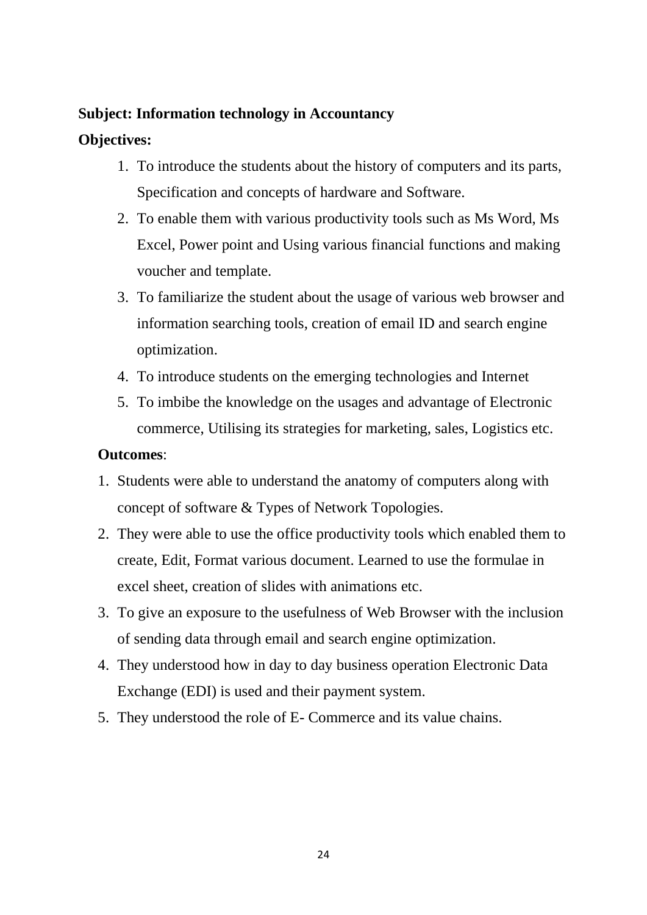**Subject: Information technology in Accountancy**

**Objectives:**

1. To introduce the students about the history of computers and its parts, Specification and concepts of hardware and Software.
2. To enable them with various productivity tools such as Ms Word, Ms Excel, Power point and Using various financial functions and making voucher and template.
3. To familiarize the student about the usage of various web browser and information searching tools, creation of email ID and search engine optimization.
4. To introduce students on the emerging technologies and Internet
5. To imbibe the knowledge on the usages and advantage of Electronic commerce, Utilising its strategies for marketing, sales, Logistics etc.

**Outcomes**:

1. Students were able to understand the anatomy of computers along with concept of software & Types of Network Topologies.
2. They were able to use the office productivity tools which enabled them to create, Edit, Format various document. Learned to use the formulae in excel sheet, creation of slides with animations etc.
3. To give an exposure to the usefulness of Web Browser with the inclusion of sending data through email and search engine optimization.
4. They understood how in day to day business operation Electronic Data Exchange (EDI) is used and their payment system.
5. They understood the role of E- Commerce and its value chains.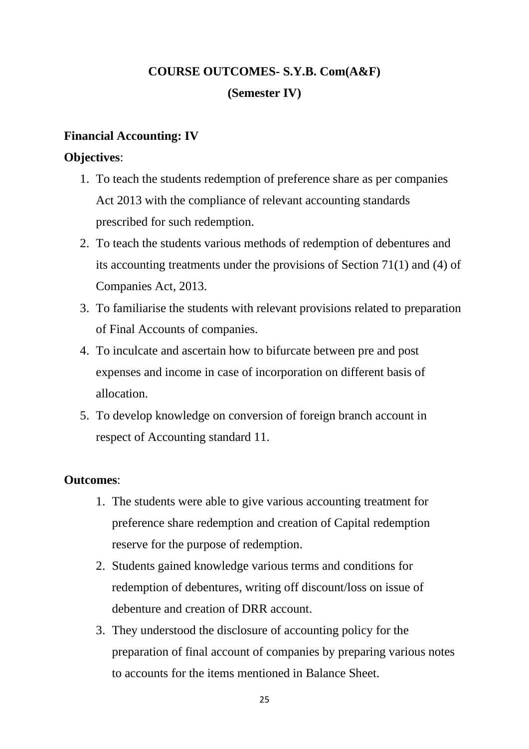# COURSE OUTCOMES- S.Y.B. Com(A&F)

## (Semester IV)

**Financial Accounting: IV**

**Objectives**:

1. To teach the students redemption of preference share as per companies Act 2013 with the compliance of relevant accounting standards prescribed for such redemption.
2. To teach the students various methods of redemption of debentures and its accounting treatments under the provisions of Section 71(1) and (4) of Companies Act, 2013.
3. To familiarise the students with relevant provisions related to preparation of Final Accounts of companies.
4. To inculcate and ascertain how to bifurcate between pre and post expenses and income in case of incorporation on different basis of allocation.
5. To develop knowledge on conversion of foreign branch account in respect of Accounting standard 11.

**Outcomes**:

1. The students were able to give various accounting treatment for preference share redemption and creation of Capital redemption reserve for the purpose of redemption.
2. Students gained knowledge various terms and conditions for redemption of debentures, writing off discount/loss on issue of debenture and creation of DRR account.
3. They understood the disclosure of accounting policy for the preparation of final account of companies by preparing various notes to accounts for the items mentioned in Balance Sheet.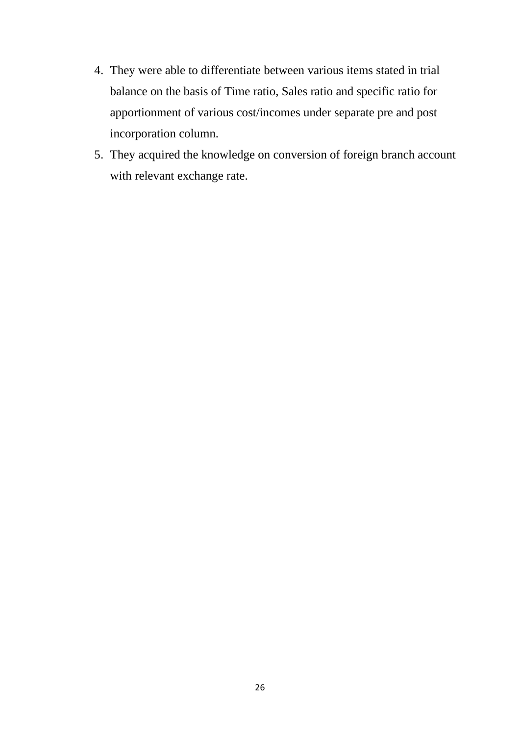4. They were able to differentiate between various items stated in trial balance on the basis of Time ratio, Sales ratio and specific ratio for apportionment of various cost/incomes under separate pre and post incorporation column.
5. They acquired the knowledge on conversion of foreign branch account with relevant exchange rate.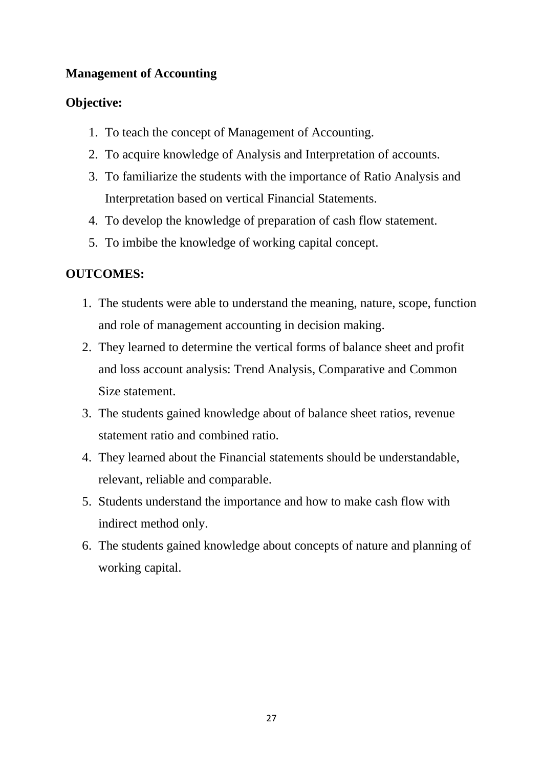**Management of Accounting**

**Objective:**

1. To teach the concept of Management of Accounting.
2. To acquire knowledge of Analysis and Interpretation of accounts.
3. To familiarize the students with the importance of Ratio Analysis and Interpretation based on vertical Financial Statements.
4. To develop the knowledge of preparation of cash flow statement.
5. To imbibe the knowledge of working capital concept.

**OUTCOMES:**

1. The students were able to understand the meaning, nature, scope, function and role of management accounting in decision making.
2. They learned to determine the vertical forms of balance sheet and profit and loss account analysis: Trend Analysis, Comparative and Common Size statement.
3. The students gained knowledge about of balance sheet ratios, revenue statement ratio and combined ratio.
4. They learned about the Financial statements should be understandable, relevant, reliable and comparable.
5. Students understand the importance and how to make cash flow with indirect method only.
6. The students gained knowledge about concepts of nature and planning of working capital.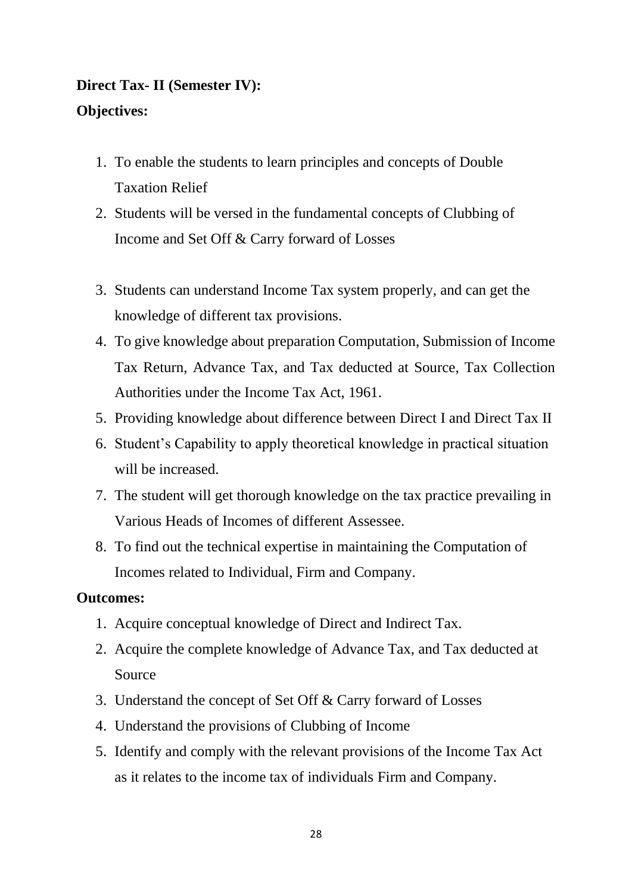**Direct Tax- II (Semester IV):**

**Objectives:**

1. To enable the students to learn principles and concepts of Double Taxation Relief
2. Students will be versed in the fundamental concepts of Clubbing of Income and Set Off & Carry forward of Losses
3. Students can understand Income Tax system properly, and can get the knowledge of different tax provisions.
4. To give knowledge about preparation Computation, Submission of Income Tax Return, Advance Tax, and Tax deducted at Source, Tax Collection Authorities under the Income Tax Act, 1961.
5. Providing knowledge about difference between Direct I and Direct Tax II
6. Student's Capability to apply theoretical knowledge in practical situation will be increased.
7. The student will get thorough knowledge on the tax practice prevailing in Various Heads of Incomes of different Assessee.
8. To find out the technical expertise in maintaining the Computation of Incomes related to Individual, Firm and Company.

**Outcomes:**

1. Acquire conceptual knowledge of Direct and Indirect Tax.
2. Acquire the complete knowledge of Advance Tax, and Tax deducted at Source
3. Understand the concept of Set Off & Carry forward of Losses
4. Understand the provisions of Clubbing of Income
5. Identify and comply with the relevant provisions of the Income Tax Act as it relates to the income tax of individuals Firm and Company.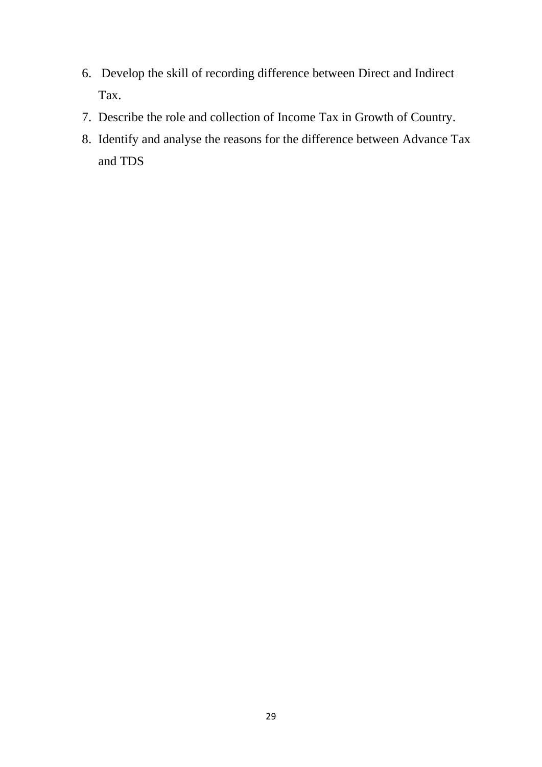6. Develop the skill of recording difference between Direct and Indirect Tax.
7. Describe the role and collection of Income Tax in Growth of Country.
8. Identify and analyse the reasons for the difference between Advance Tax and TDS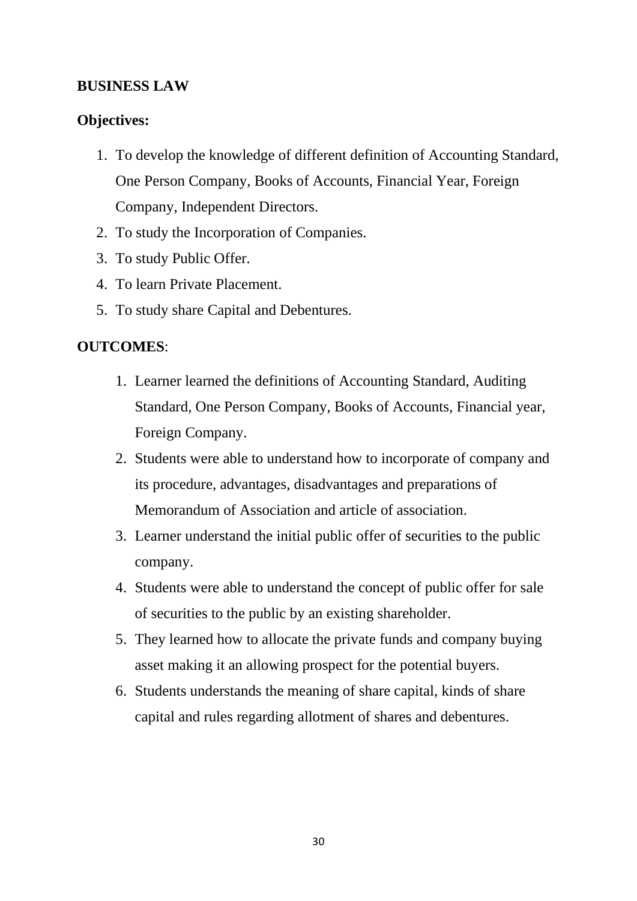**BUSINESS LAW**

**Objectives:**

1. To develop the knowledge of different definition of Accounting Standard, One Person Company, Books of Accounts, Financial Year, Foreign Company, Independent Directors.
2. To study the Incorporation of Companies.
3. To study Public Offer.
4. To learn Private Placement.
5. To study share Capital and Debentures.

**OUTCOMES**:

1. Learner learned the definitions of Accounting Standard, Auditing Standard, One Person Company, Books of Accounts, Financial year, Foreign Company.
2. Students were able to understand how to incorporate of company and its procedure, advantages, disadvantages and preparations of Memorandum of Association and article of association.
3. Learner understand the initial public offer of securities to the public company.
4. Students were able to understand the concept of public offer for sale of securities to the public by an existing shareholder.
5. They learned how to allocate the private funds and company buying asset making it an allowing prospect for the potential buyers.
6. Students understands the meaning of share capital, kinds of share capital and rules regarding allotment of shares and debentures.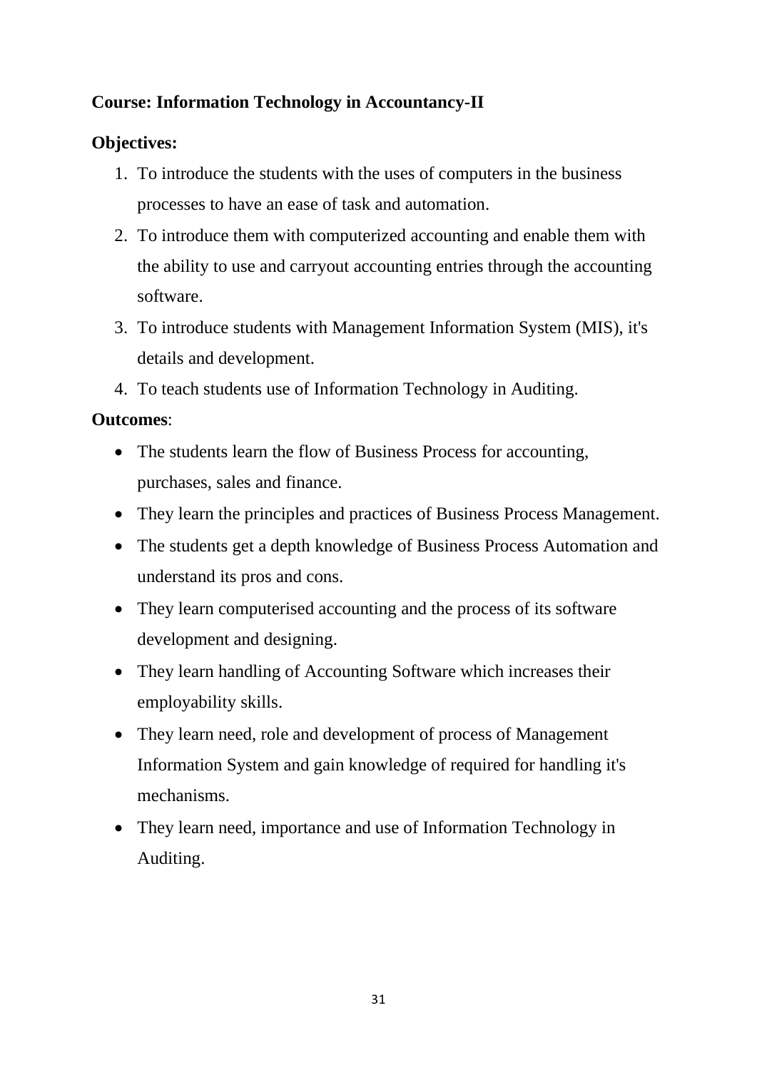**Course: Information Technology in Accountancy-II**

**Objectives:**

1. To introduce the students with the uses of computers in the business processes to have an ease of task and automation.
2. To introduce them with computerized accounting and enable them with the ability to use and carryout accounting entries through the accounting software.
3. To introduce students with Management Information System (MIS), it's details and development.
4. To teach students use of Information Technology in Auditing.

**Outcomes**:

- The students learn the flow of Business Process for accounting, purchases, sales and finance.
- They learn the principles and practices of Business Process Management.
- The students get a depth knowledge of Business Process Automation and understand its pros and cons.
- They learn computerised accounting and the process of its software development and designing.
- They learn handling of Accounting Software which increases their employability skills.
- They learn need, role and development of process of Management Information System and gain knowledge of required for handling it's mechanisms.
- They learn need, importance and use of Information Technology in Auditing.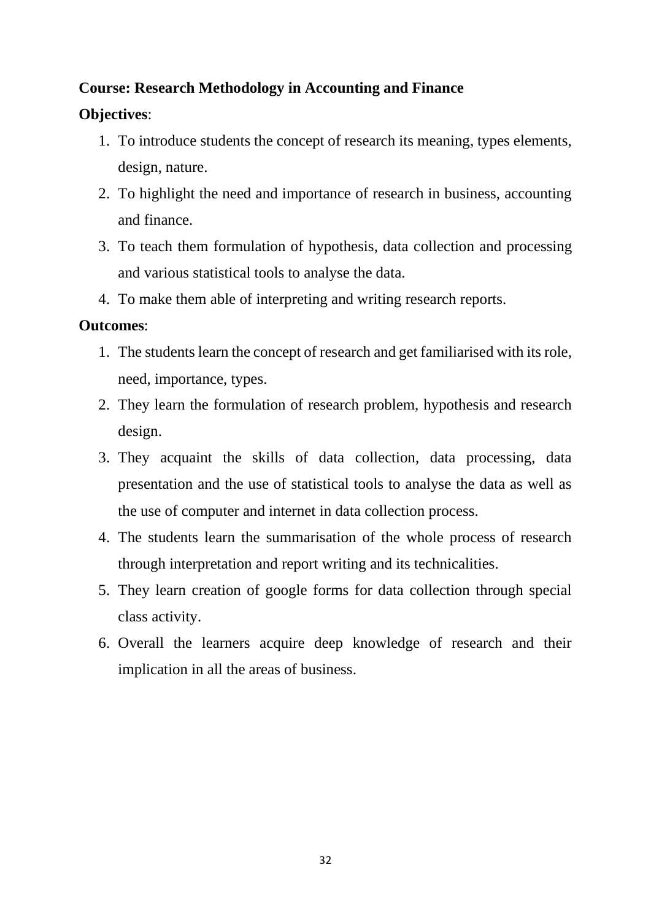**Course: Research Methodology in Accounting and Finance**

**Objectives**:

1. To introduce students the concept of research its meaning, types elements, design, nature.
2. To highlight the need and importance of research in business, accounting and finance.
3. To teach them formulation of hypothesis, data collection and processing and various statistical tools to analyse the data.
4. To make them able of interpreting and writing research reports.

**Outcomes**:

1. The students learn the concept of research and get familiarised with its role, need, importance, types.
2. They learn the formulation of research problem, hypothesis and research design.
3. They acquaint the skills of data collection, data processing, data presentation and the use of statistical tools to analyse the data as well as the use of computer and internet in data collection process.
4. The students learn the summarisation of the whole process of research through interpretation and report writing and its technicalities.
5. They learn creation of google forms for data collection through special class activity.
6. Overall the learners acquire deep knowledge of research and their implication in all the areas of business.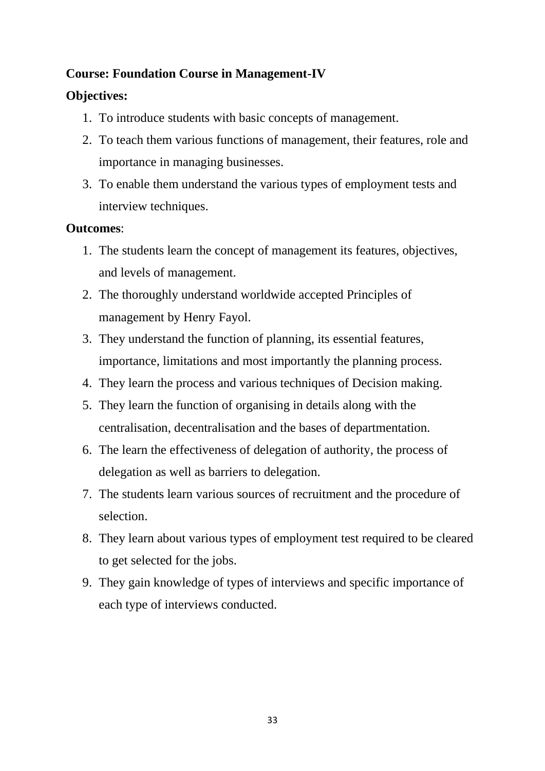**Course: Foundation Course in Management-IV**

**Objectives:**

1. To introduce students with basic concepts of management.
2. To teach them various functions of management, their features, role and importance in managing businesses.
3. To enable them understand the various types of employment tests and interview techniques.

**Outcomes**:

1. The students learn the concept of management its features, objectives, and levels of management.
2. The thoroughly understand worldwide accepted Principles of management by Henry Fayol.
3. They understand the function of planning, its essential features, importance, limitations and most importantly the planning process.
4. They learn the process and various techniques of Decision making.
5. They learn the function of organising in details along with the centralisation, decentralisation and the bases of departmentation.
6. The learn the effectiveness of delegation of authority, the process of delegation as well as barriers to delegation.
7. The students learn various sources of recruitment and the procedure of selection.
8. They learn about various types of employment test required to be cleared to get selected for the jobs.
9. They gain knowledge of types of interviews and specific importance of each type of interviews conducted.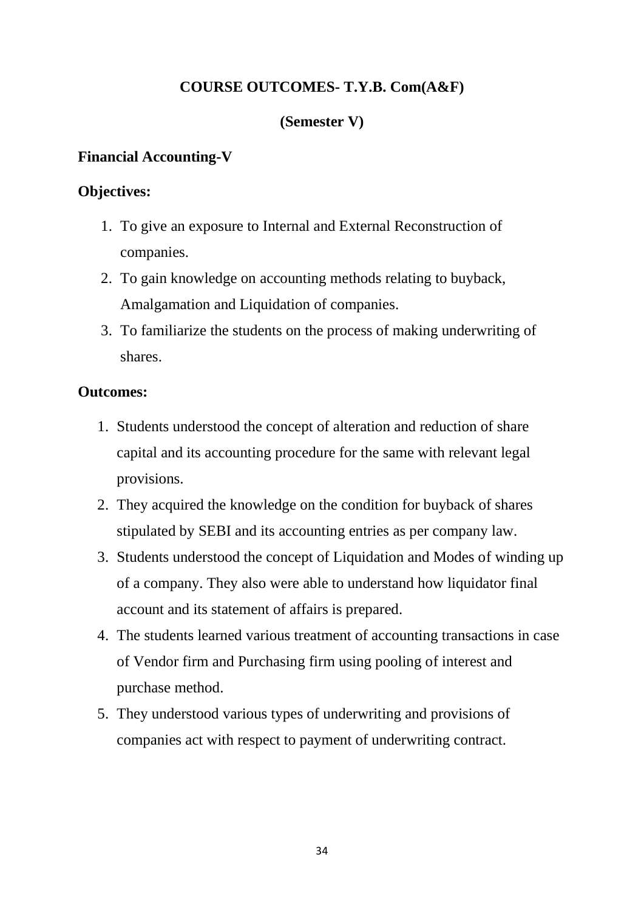## COURSE OUTCOMES- T.Y.B. Com(A&F)

## (Semester V)

### Financial Accounting-V

**Objectives:**

1. To give an exposure to Internal and External Reconstruction of companies.
2. To gain knowledge on accounting methods relating to buyback, Amalgamation and Liquidation of companies.
3. To familiarize the students on the process of making underwriting of shares.

**Outcomes:**

1. Students understood the concept of alteration and reduction of share capital and its accounting procedure for the same with relevant legal provisions.
2. They acquired the knowledge on the condition for buyback of shares stipulated by SEBI and its accounting entries as per company law.
3. Students understood the concept of Liquidation and Modes of winding up of a company. They also were able to understand how liquidator final account and its statement of affairs is prepared.
4. The students learned various treatment of accounting transactions in case of Vendor firm and Purchasing firm using pooling of interest and purchase method.
5. They understood various types of underwriting and provisions of companies act with respect to payment of underwriting contract.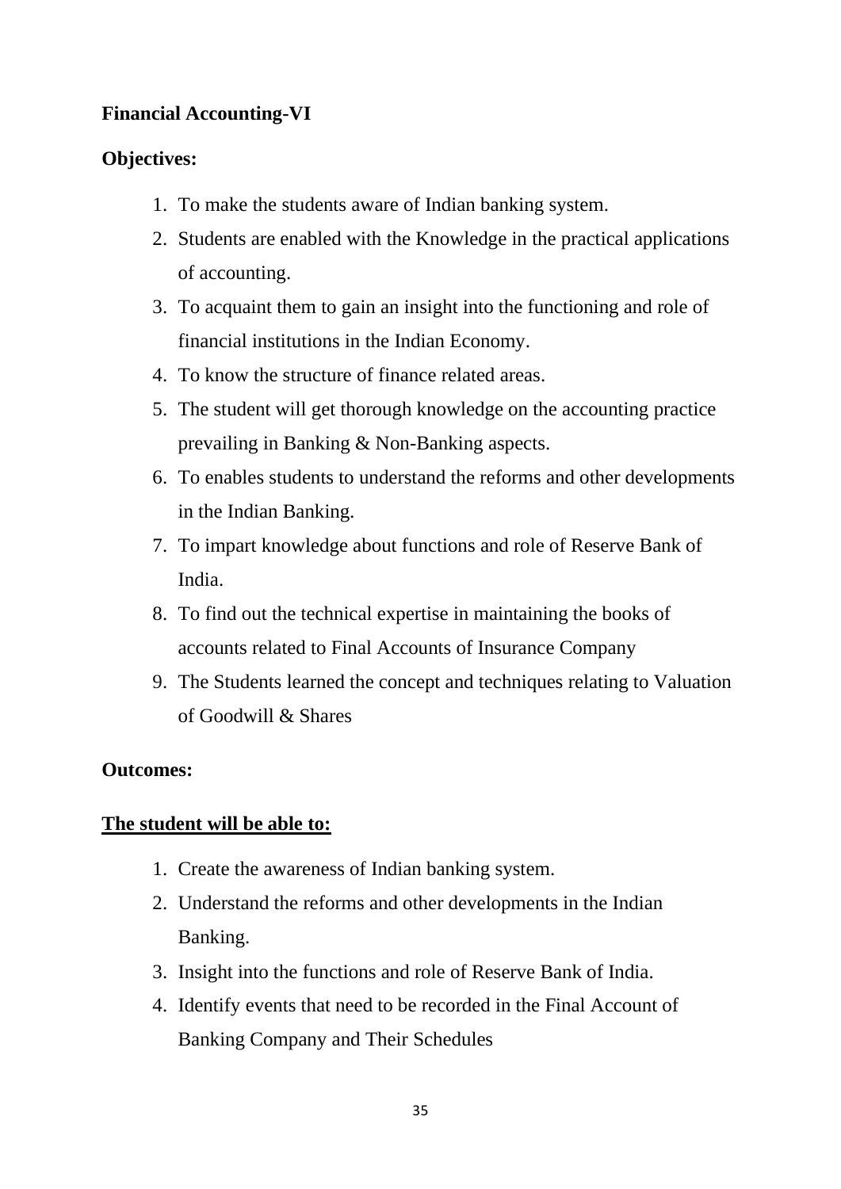**Financial Accounting-VI**

**Objectives:**

1. To make the students aware of Indian banking system.
2. Students are enabled with the Knowledge in the practical applications of accounting.
3. To acquaint them to gain an insight into the functioning and role of financial institutions in the Indian Economy.
4. To know the structure of finance related areas.
5. The student will get thorough knowledge on the accounting practice prevailing in Banking & Non-Banking aspects.
6. To enables students to understand the reforms and other developments in the Indian Banking.
7. To impart knowledge about functions and role of Reserve Bank of India.
8. To find out the technical expertise in maintaining the books of accounts related to Final Accounts of Insurance Company
9. The Students learned the concept and techniques relating to Valuation of Goodwill & Shares

**Outcomes:**

**<u>The student will be able to:</u>**

1. Create the awareness of Indian banking system.
2. Understand the reforms and other developments in the Indian Banking.
3. Insight into the functions and role of Reserve Bank of India.
4. Identify events that need to be recorded in the Final Account of Banking Company and Their Schedules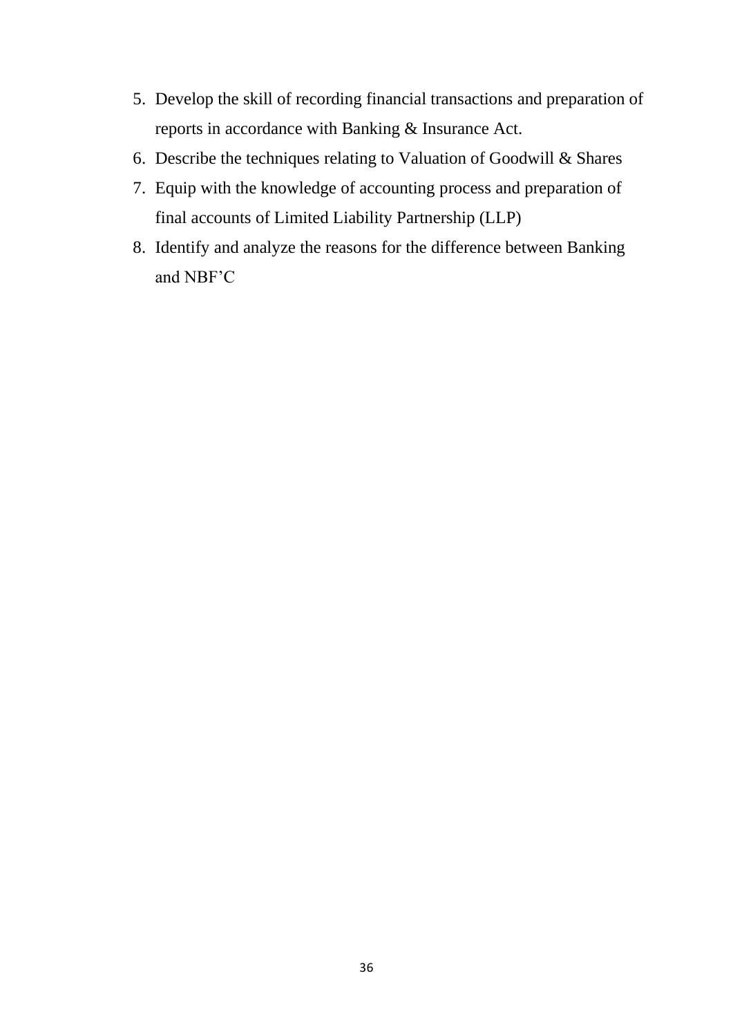5. Develop the skill of recording financial transactions and preparation of reports in accordance with Banking & Insurance Act.
6. Describe the techniques relating to Valuation of Goodwill & Shares
7. Equip with the knowledge of accounting process and preparation of final accounts of Limited Liability Partnership (LLP)
8. Identify and analyze the reasons for the difference between Banking and NBF'C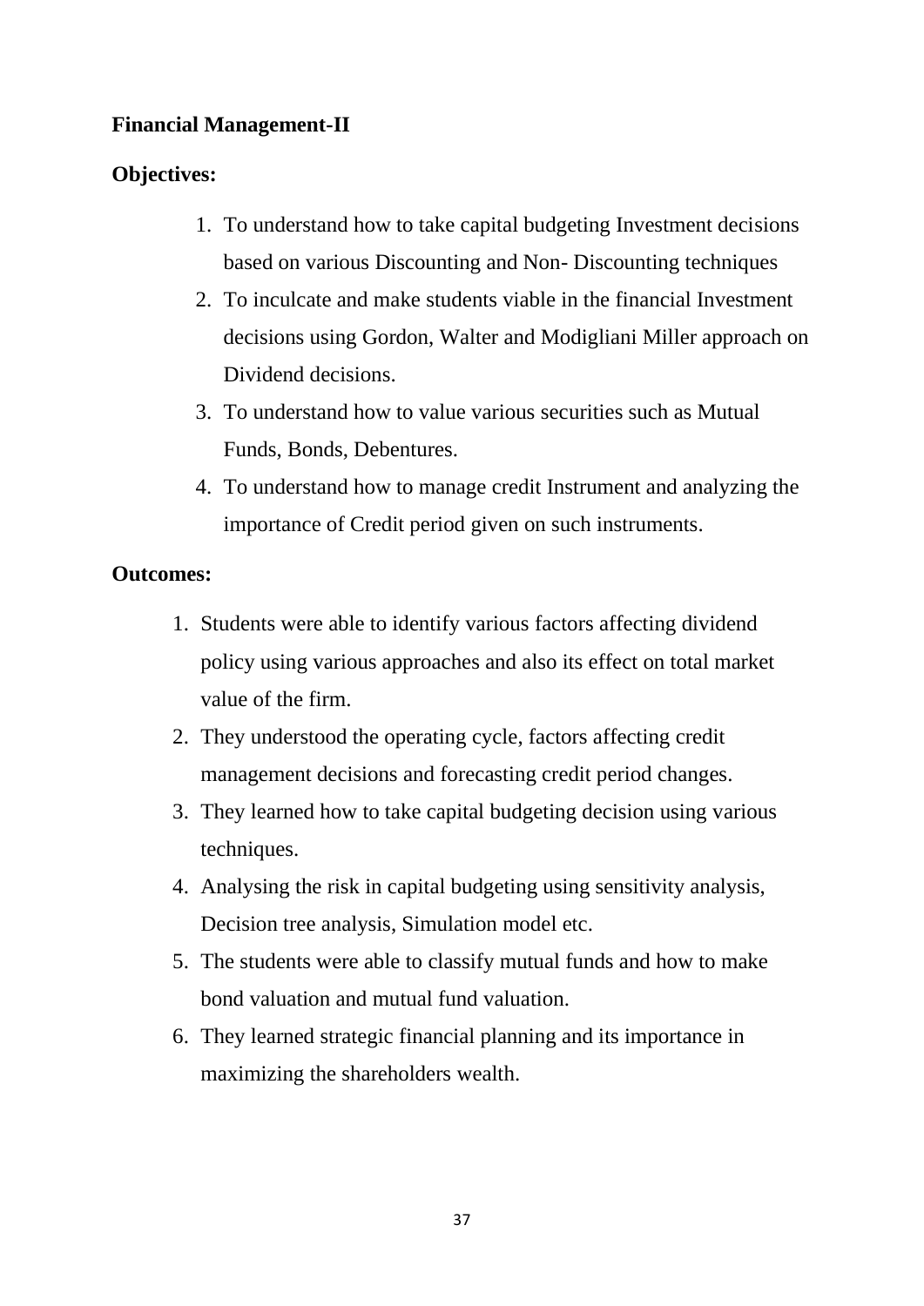**Financial Management-II**

**Objectives:**

1. To understand how to take capital budgeting Investment decisions based on various Discounting and Non- Discounting techniques
2. To inculcate and make students viable in the financial Investment decisions using Gordon, Walter and Modigliani Miller approach on Dividend decisions.
3. To understand how to value various securities such as Mutual Funds, Bonds, Debentures.
4. To understand how to manage credit Instrument and analyzing the importance of Credit period given on such instruments.

**Outcomes:**

1. Students were able to identify various factors affecting dividend policy using various approaches and also its effect on total market value of the firm.
2. They understood the operating cycle, factors affecting credit management decisions and forecasting credit period changes.
3. They learned how to take capital budgeting decision using various techniques.
4. Analysing the risk in capital budgeting using sensitivity analysis, Decision tree analysis, Simulation model etc.
5. The students were able to classify mutual funds and how to make bond valuation and mutual fund valuation.
6. They learned strategic financial planning and its importance in maximizing the shareholders wealth.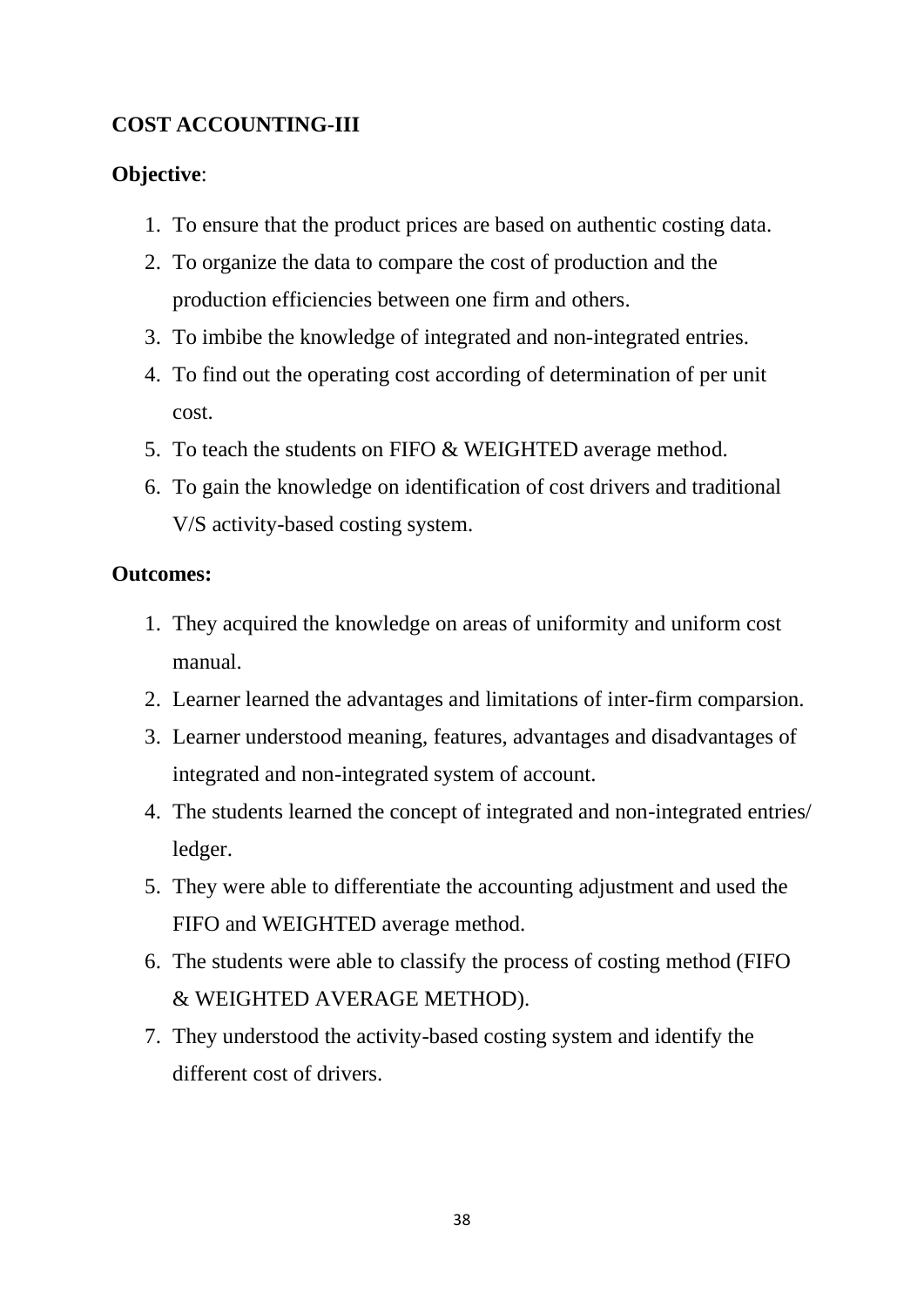**COST ACCOUNTING-III**

**Objective**:

1. To ensure that the product prices are based on authentic costing data.
2. To organize the data to compare the cost of production and the production efficiencies between one firm and others.
3. To imbibe the knowledge of integrated and non-integrated entries.
4. To find out the operating cost according of determination of per unit cost.
5. To teach the students on FIFO & WEIGHTED average method.
6. To gain the knowledge on identification of cost drivers and traditional V/S activity-based costing system.

**Outcomes:**

1. They acquired the knowledge on areas of uniformity and uniform cost manual.
2. Learner learned the advantages and limitations of inter-firm comparsion.
3. Learner understood meaning, features, advantages and disadvantages of integrated and non-integrated system of account.
4. The students learned the concept of integrated and non-integrated entries/ ledger.
5. They were able to differentiate the accounting adjustment and used the FIFO and WEIGHTED average method.
6. The students were able to classify the process of costing method (FIFO & WEIGHTED AVERAGE METHOD).
7. They understood the activity-based costing system and identify the different cost of drivers.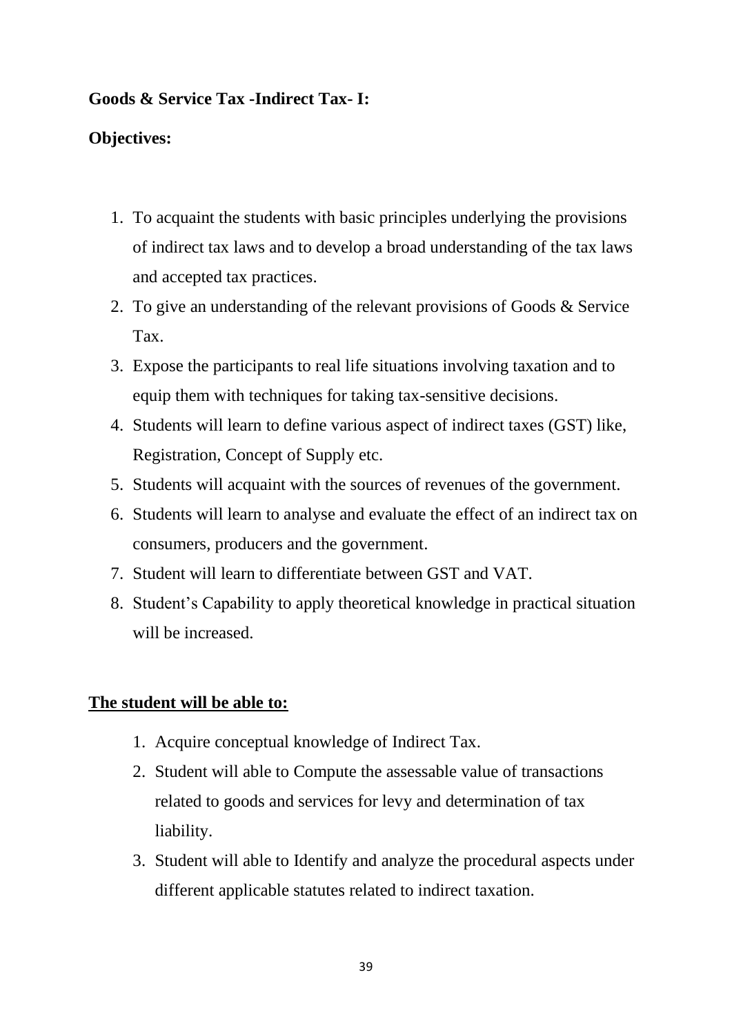**Goods & Service Tax -Indirect Tax- I:**

**Objectives:**

1. To acquaint the students with basic principles underlying the provisions of indirect tax laws and to develop a broad understanding of the tax laws and accepted tax practices.
2. To give an understanding of the relevant provisions of Goods & Service Tax.
3. Expose the participants to real life situations involving taxation and to equip them with techniques for taking tax-sensitive decisions.
4. Students will learn to define various aspect of indirect taxes (GST) like, Registration, Concept of Supply etc.
5. Students will acquaint with the sources of revenues of the government.
6. Students will learn to analyse and evaluate the effect of an indirect tax on consumers, producers and the government.
7. Student will learn to differentiate between GST and VAT.
8. Student's Capability to apply theoretical knowledge in practical situation will be increased.

**<u>The student will be able to:</u>**

1. Acquire conceptual knowledge of Indirect Tax.
2. Student will able to Compute the assessable value of transactions related to goods and services for levy and determination of tax liability.
3. Student will able to Identify and analyze the procedural aspects under different applicable statutes related to indirect taxation.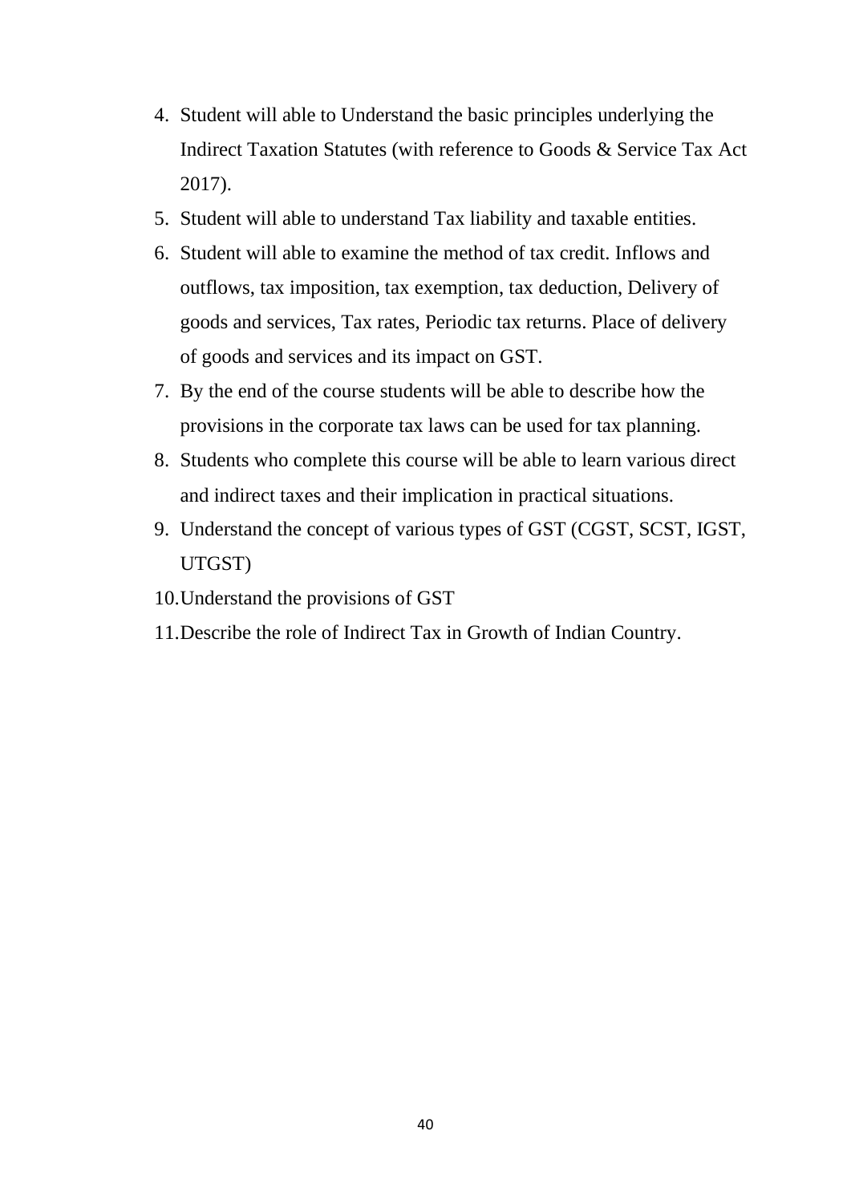4. Student will able to Understand the basic principles underlying the Indirect Taxation Statutes (with reference to Goods & Service Tax Act 2017).
5. Student will able to understand Tax liability and taxable entities.
6. Student will able to examine the method of tax credit. Inflows and outflows, tax imposition, tax exemption, tax deduction, Delivery of goods and services, Tax rates, Periodic tax returns. Place of delivery of goods and services and its impact on GST.
7. By the end of the course students will be able to describe how the provisions in the corporate tax laws can be used for tax planning.
8. Students who complete this course will be able to learn various direct and indirect taxes and their implication in practical situations.
9. Understand the concept of various types of GST (CGST, SCST, IGST, UTGST)
10. Understand the provisions of GST
11. Describe the role of Indirect Tax in Growth of Indian Country.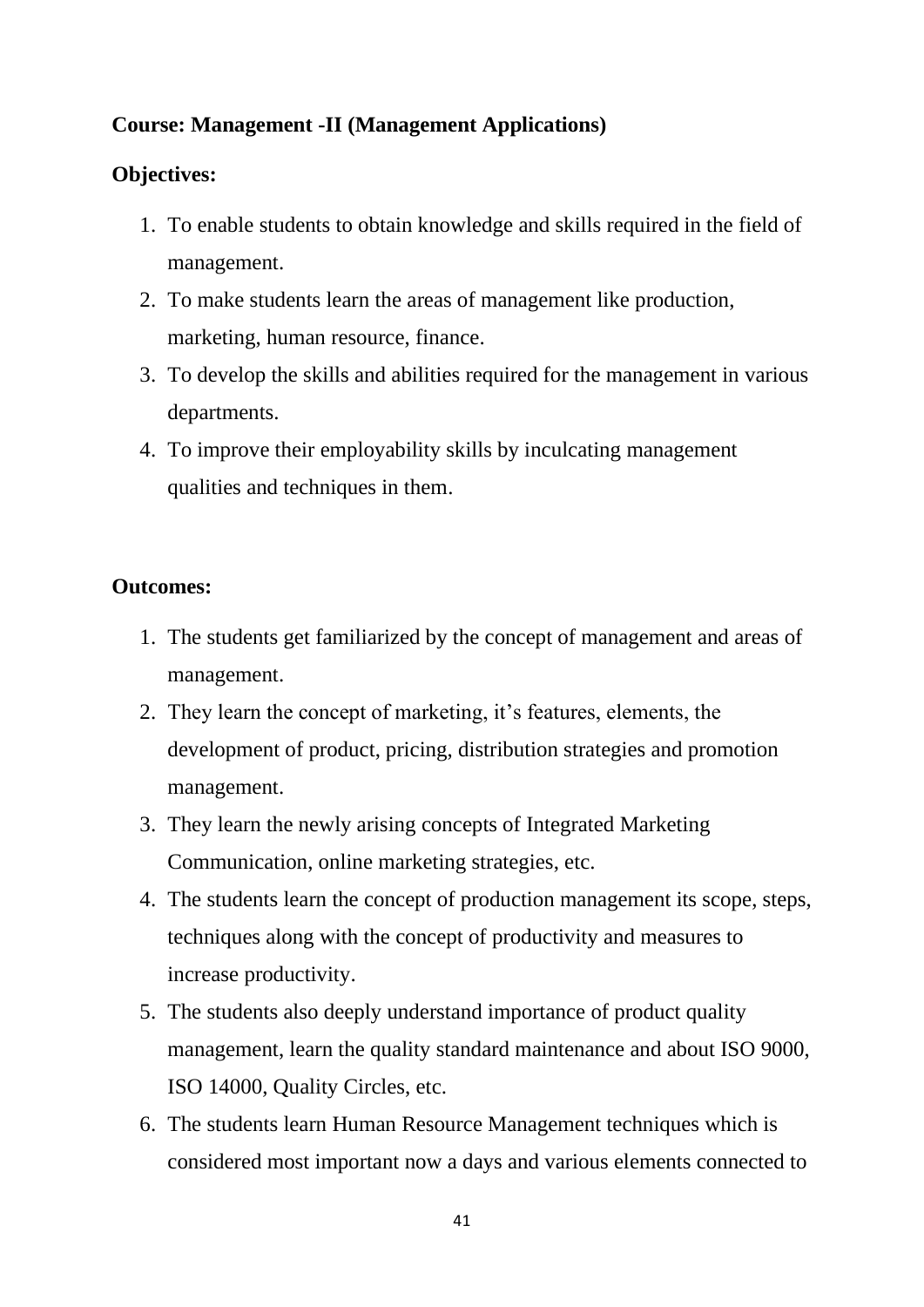**Course: Management -II (Management Applications)**

**Objectives:**

1. To enable students to obtain knowledge and skills required in the field of management.
2. To make students learn the areas of management like production, marketing, human resource, finance.
3. To develop the skills and abilities required for the management in various departments.
4. To improve their employability skills by inculcating management qualities and techniques in them.

**Outcomes:**

1. The students get familiarized by the concept of management and areas of management.
2. They learn the concept of marketing, it's features, elements, the development of product, pricing, distribution strategies and promotion management.
3. They learn the newly arising concepts of Integrated Marketing Communication, online marketing strategies, etc.
4. The students learn the concept of production management its scope, steps, techniques along with the concept of productivity and measures to increase productivity.
5. The students also deeply understand importance of product quality management, learn the quality standard maintenance and about ISO 9000, ISO 14000, Quality Circles, etc.
6. The students learn Human Resource Management techniques which is considered most important now a days and various elements connected to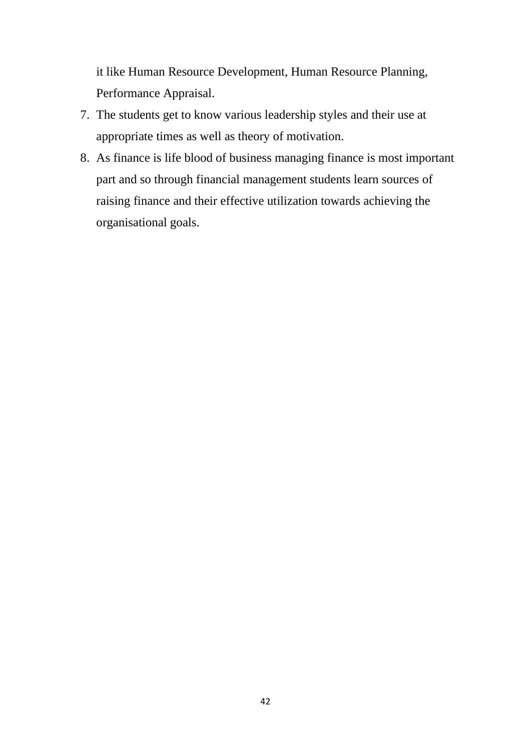it like Human Resource Development, Human Resource Planning, Performance Appraisal.

7. The students get to know various leadership styles and their use at appropriate times as well as theory of motivation.
8. As finance is life blood of business managing finance is most important part and so through financial management students learn sources of raising finance and their effective utilization towards achieving the organisational goals.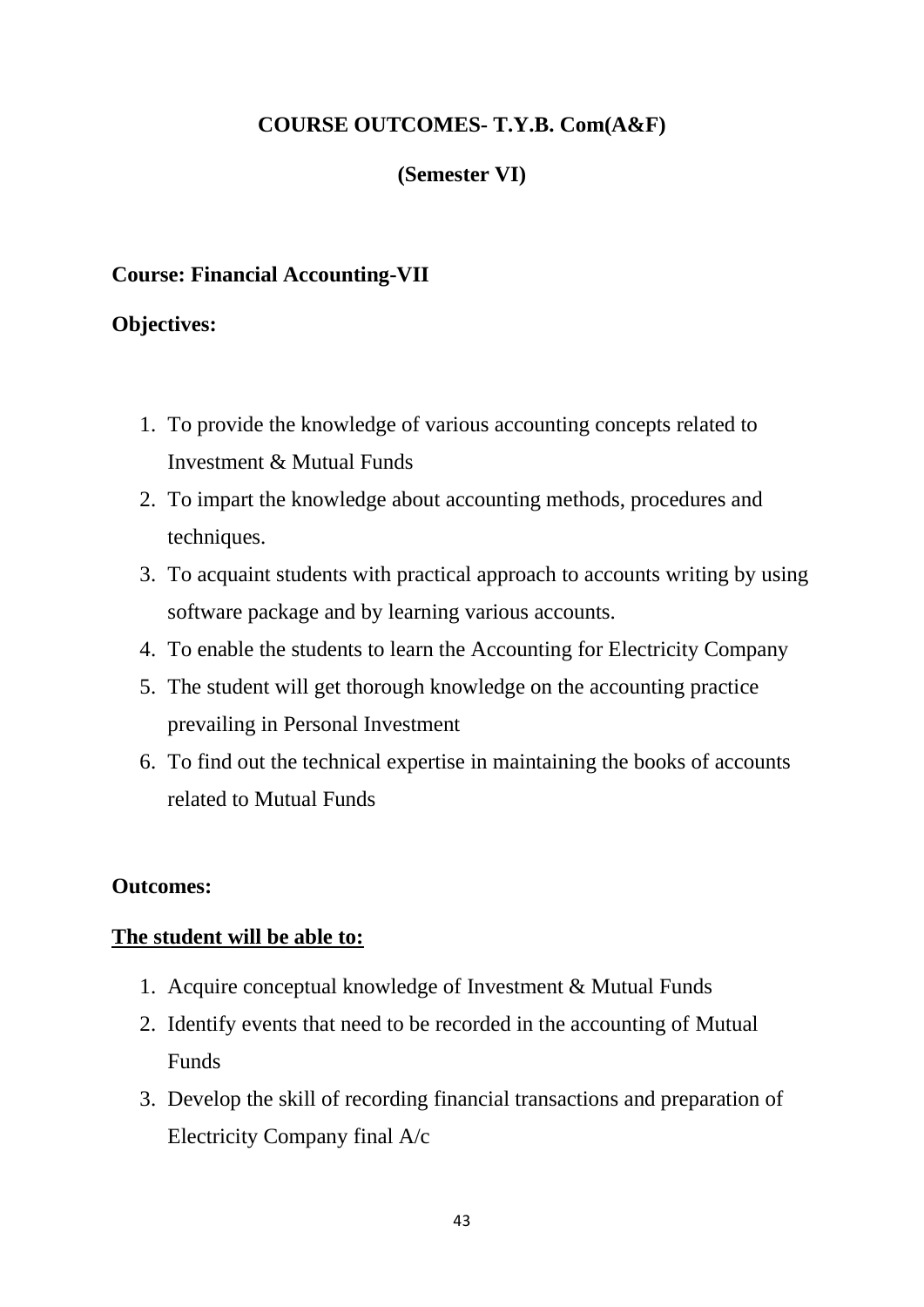# COURSE OUTCOMES- T.Y.B. Com(A&F)

## (Semester VI)

**Course: Financial Accounting-VII**

**Objectives:**

1. To provide the knowledge of various accounting concepts related to Investment & Mutual Funds
2. To impart the knowledge about accounting methods, procedures and techniques.
3. To acquaint students with practical approach to accounts writing by using software package and by learning various accounts.
4. To enable the students to learn the Accounting for Electricity Company
5. The student will get thorough knowledge on the accounting practice prevailing in Personal Investment
6. To find out the technical expertise in maintaining the books of accounts related to Mutual Funds

**Outcomes:**

**The student will be able to:**

1. Acquire conceptual knowledge of Investment & Mutual Funds
2. Identify events that need to be recorded in the accounting of Mutual Funds
3. Develop the skill of recording financial transactions and preparation of Electricity Company final A/c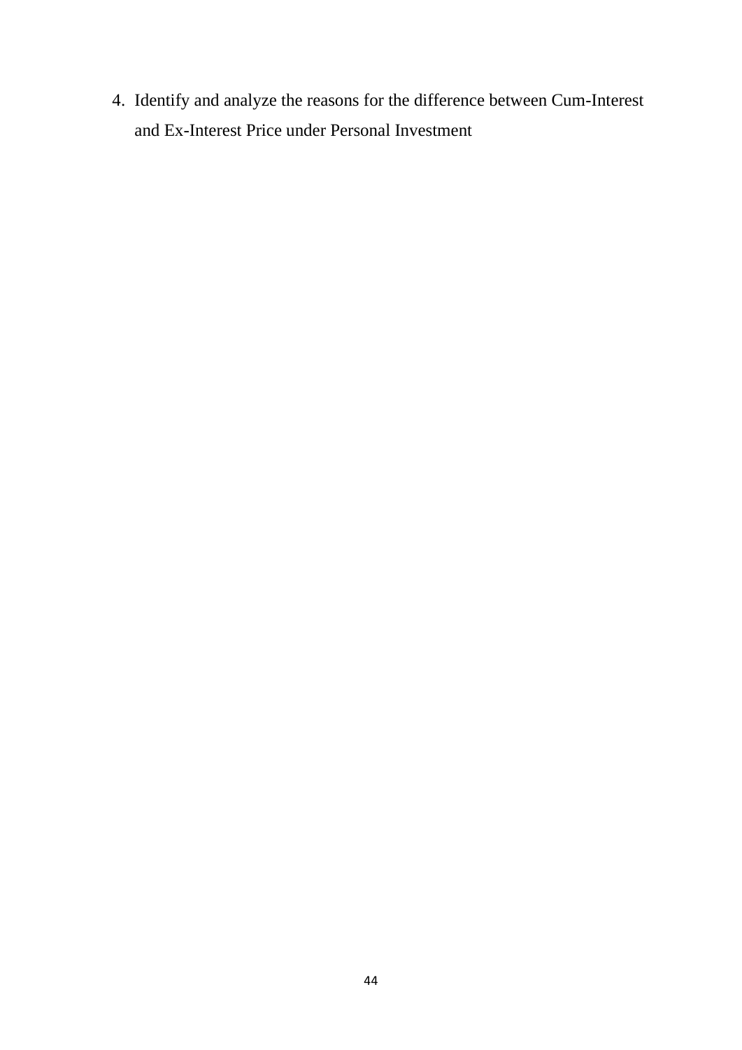4. Identify and analyze the reasons for the difference between Cum-Interest and Ex-Interest Price under Personal Investment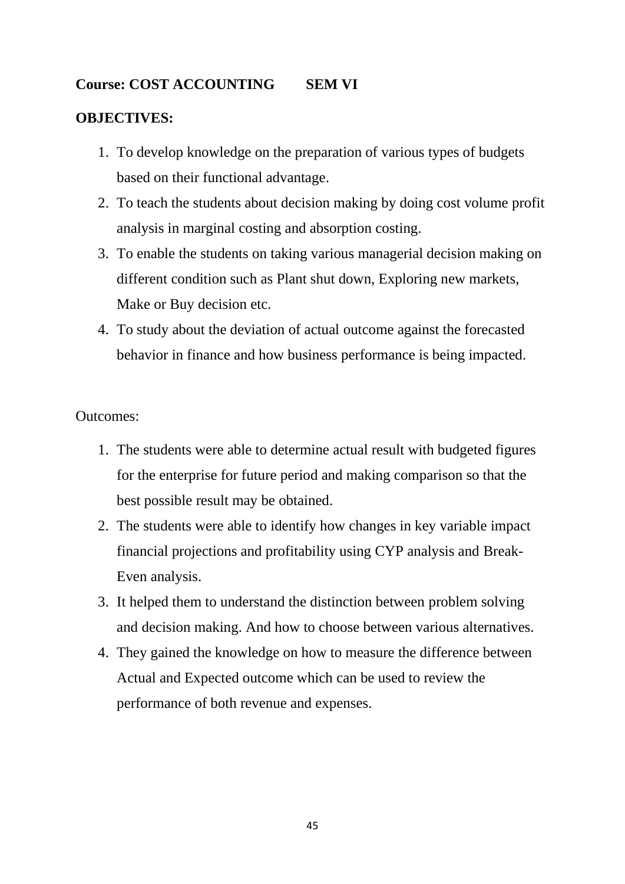**Course: COST ACCOUNTING SEM VI**

**OBJECTIVES:**

1. To develop knowledge on the preparation of various types of budgets based on their functional advantage.
2. To teach the students about decision making by doing cost volume profit analysis in marginal costing and absorption costing.
3. To enable the students on taking various managerial decision making on different condition such as Plant shut down, Exploring new markets, Make or Buy decision etc.
4. To study about the deviation of actual outcome against the forecasted behavior in finance and how business performance is being impacted.

Outcomes:

1. The students were able to determine actual result with budgeted figures for the enterprise for future period and making comparison so that the best possible result may be obtained.
2. The students were able to identify how changes in key variable impact financial projections and profitability using CYP analysis and Break-Even analysis.
3. It helped them to understand the distinction between problem solving and decision making. And how to choose between various alternatives.
4. They gained the knowledge on how to measure the difference between Actual and Expected outcome which can be used to review the performance of both revenue and expenses.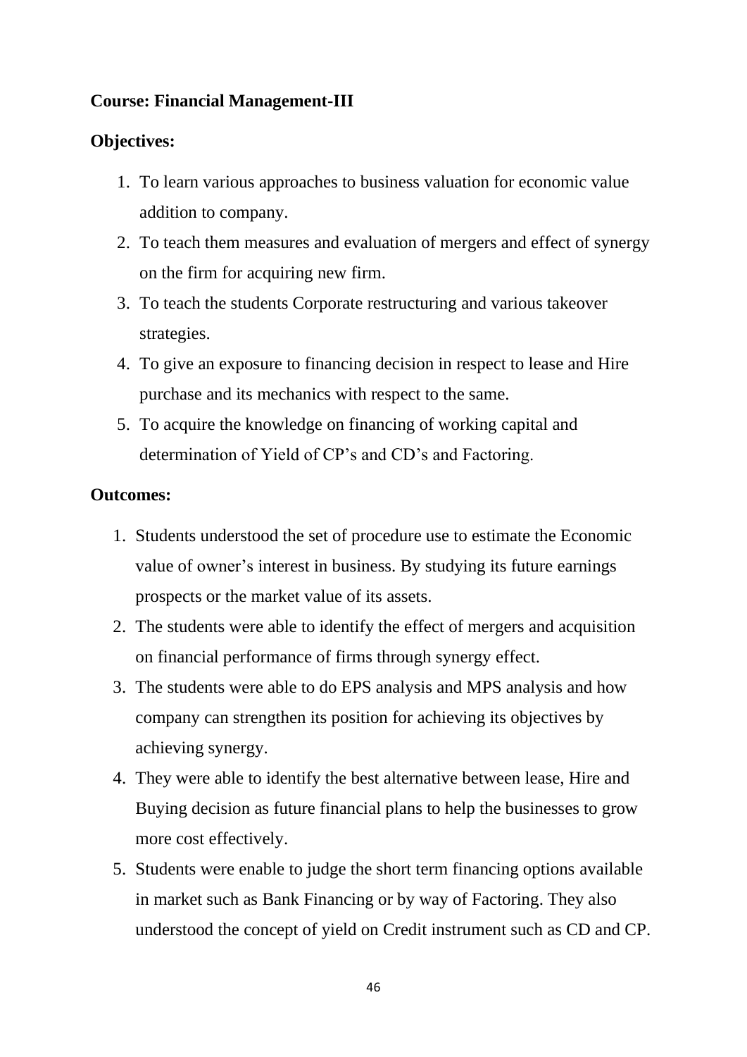**Course: Financial Management-III**

**Objectives:**

1. To learn various approaches to business valuation for economic value addition to company.
2. To teach them measures and evaluation of mergers and effect of synergy on the firm for acquiring new firm.
3. To teach the students Corporate restructuring and various takeover strategies.
4. To give an exposure to financing decision in respect to lease and Hire purchase and its mechanics with respect to the same.
5. To acquire the knowledge on financing of working capital and determination of Yield of CP's and CD's and Factoring.

**Outcomes:**

1. Students understood the set of procedure use to estimate the Economic value of owner's interest in business. By studying its future earnings prospects or the market value of its assets.
2. The students were able to identify the effect of mergers and acquisition on financial performance of firms through synergy effect.
3. The students were able to do EPS analysis and MPS analysis and how company can strengthen its position for achieving its objectives by achieving synergy.
4. They were able to identify the best alternative between lease, Hire and Buying decision as future financial plans to help the businesses to grow more cost effectively.
5. Students were enable to judge the short term financing options available in market such as Bank Financing or by way of Factoring. They also understood the concept of yield on Credit instrument such as CD and CP.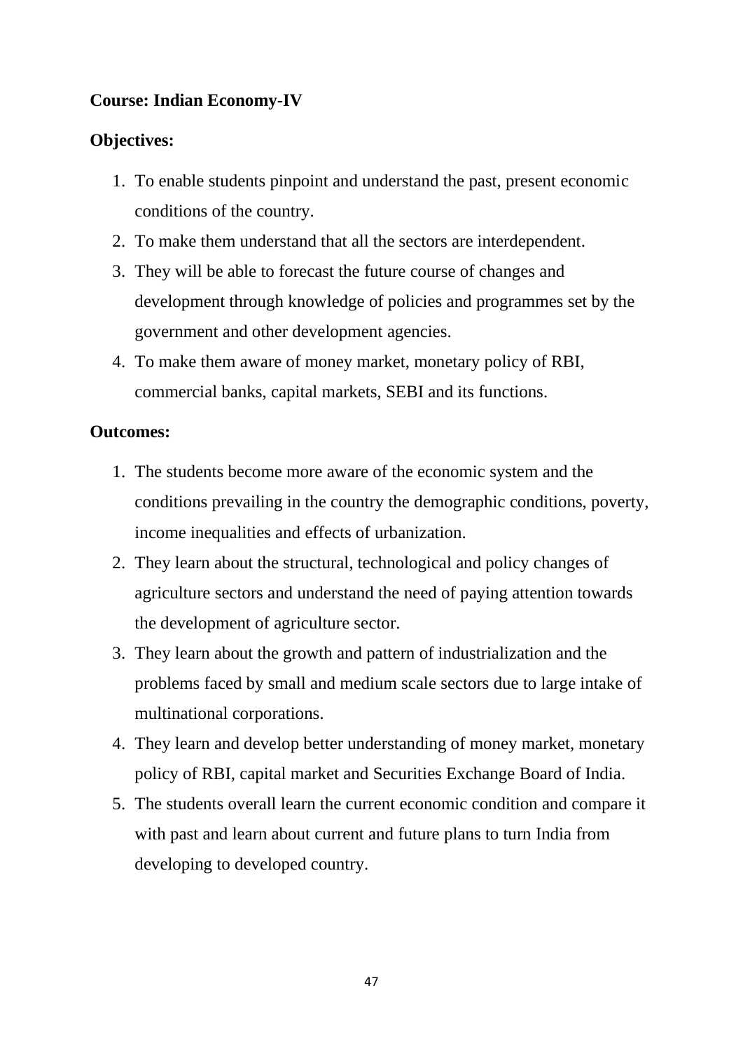**Course: Indian Economy-IV**

**Objectives:**

1. To enable students pinpoint and understand the past, present economic conditions of the country.
2. To make them understand that all the sectors are interdependent.
3. They will be able to forecast the future course of changes and development through knowledge of policies and programmes set by the government and other development agencies.
4. To make them aware of money market, monetary policy of RBI, commercial banks, capital markets, SEBI and its functions.

**Outcomes:**

1. The students become more aware of the economic system and the conditions prevailing in the country the demographic conditions, poverty, income inequalities and effects of urbanization.
2. They learn about the structural, technological and policy changes of agriculture sectors and understand the need of paying attention towards the development of agriculture sector.
3. They learn about the growth and pattern of industrialization and the problems faced by small and medium scale sectors due to large intake of multinational corporations.
4. They learn and develop better understanding of money market, monetary policy of RBI, capital market and Securities Exchange Board of India.
5. The students overall learn the current economic condition and compare it with past and learn about current and future plans to turn India from developing to developed country.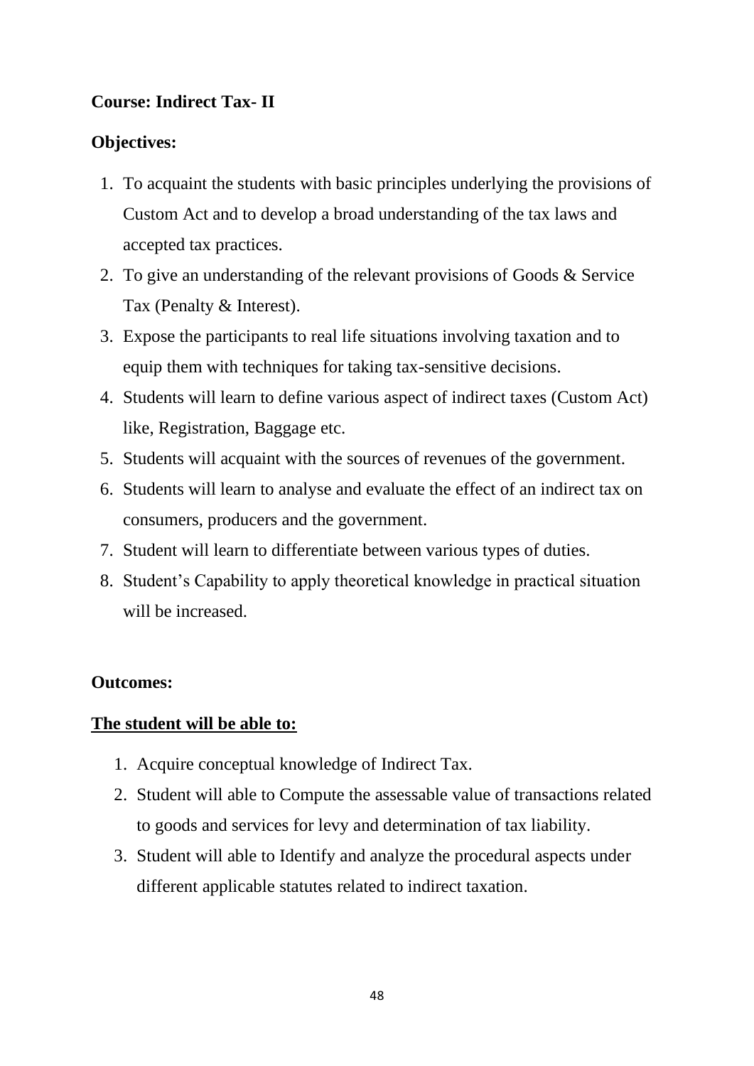**Course: Indirect Tax- II**

**Objectives:**

1. To acquaint the students with basic principles underlying the provisions of Custom Act and to develop a broad understanding of the tax laws and accepted tax practices.
2. To give an understanding of the relevant provisions of Goods & Service Tax (Penalty & Interest).
3. Expose the participants to real life situations involving taxation and to equip them with techniques for taking tax-sensitive decisions.
4. Students will learn to define various aspect of indirect taxes (Custom Act) like, Registration, Baggage etc.
5. Students will acquaint with the sources of revenues of the government.
6. Students will learn to analyse and evaluate the effect of an indirect tax on consumers, producers and the government.
7. Student will learn to differentiate between various types of duties.
8. Student's Capability to apply theoretical knowledge in practical situation will be increased.

**Outcomes:**

**<u>The student will be able to:</u>**

1. Acquire conceptual knowledge of Indirect Tax.
2. Student will able to Compute the assessable value of transactions related to goods and services for levy and determination of tax liability.
3. Student will able to Identify and analyze the procedural aspects under different applicable statutes related to indirect taxation.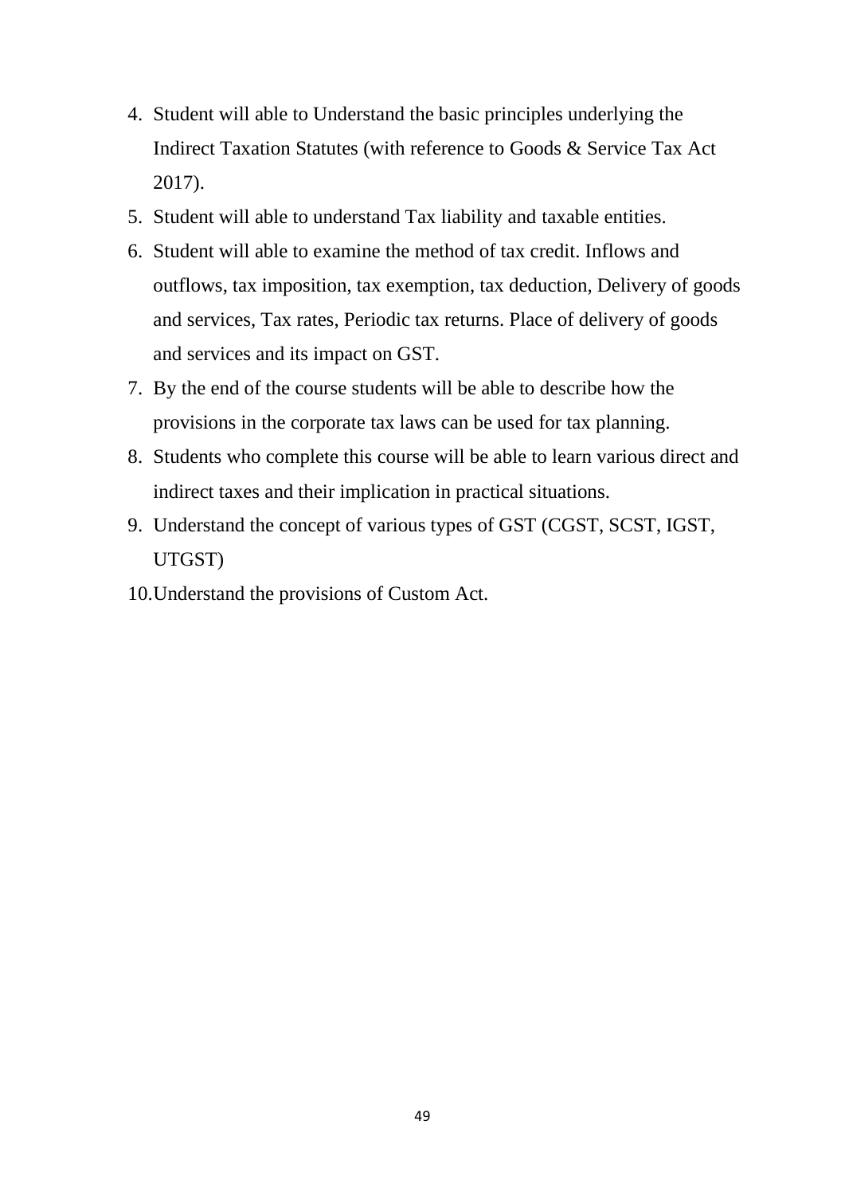4. Student will able to Understand the basic principles underlying the Indirect Taxation Statutes (with reference to Goods & Service Tax Act 2017).
5. Student will able to understand Tax liability and taxable entities.
6. Student will able to examine the method of tax credit. Inflows and outflows, tax imposition, tax exemption, tax deduction, Delivery of goods and services, Tax rates, Periodic tax returns. Place of delivery of goods and services and its impact on GST.
7. By the end of the course students will be able to describe how the provisions in the corporate tax laws can be used for tax planning.
8. Students who complete this course will be able to learn various direct and indirect taxes and their implication in practical situations.
9. Understand the concept of various types of GST (CGST, SCST, IGST, UTGST)
10. Understand the provisions of Custom Act.